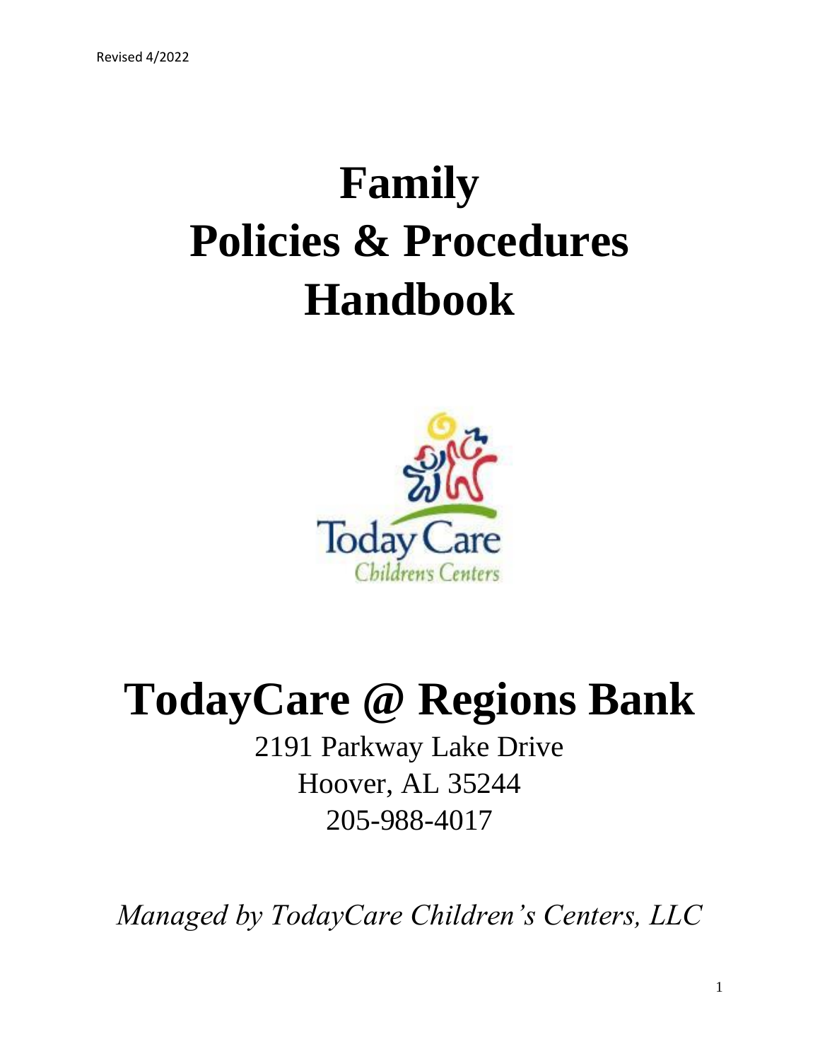Revised 4/2022

# Family Policies & Procedures Handbook

Today Care
Children's Centers

# TodayCare @ Regions Bank

2191 Parkway Lake Drive
Hoover, AL 35244
205-988-4017

*Managed by TodayCare Children's Centers, LLC*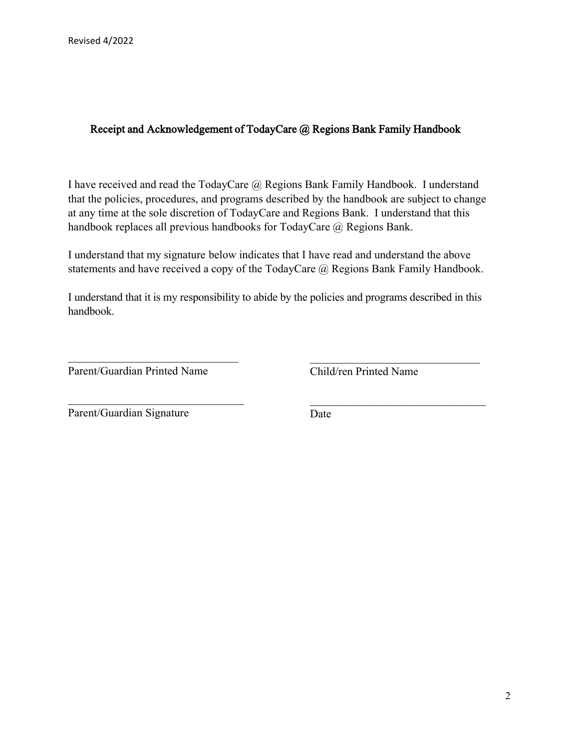Revised 4/2022

## Receipt and Acknowledgement of TodayCare @ Regions Bank Family Handbook

I have received and read the TodayCare @ Regions Bank Family Handbook. I understand that the policies, procedures, and programs described by the handbook are subject to change at any time at the sole discretion of TodayCare and Regions Bank. I understand that this handbook replaces all previous handbooks for TodayCare @ Regions Bank.

I understand that my signature below indicates that I have read and understand the above statements and have received a copy of the TodayCare @ Regions Bank Family Handbook.

I understand that it is my responsibility to abide by the policies and programs described in this handbook.

______________________________ ______________________________
Parent/Guardian Printed Name Child/ren Printed Name

______________________________ ______________________________
Parent/Guardian Signature Date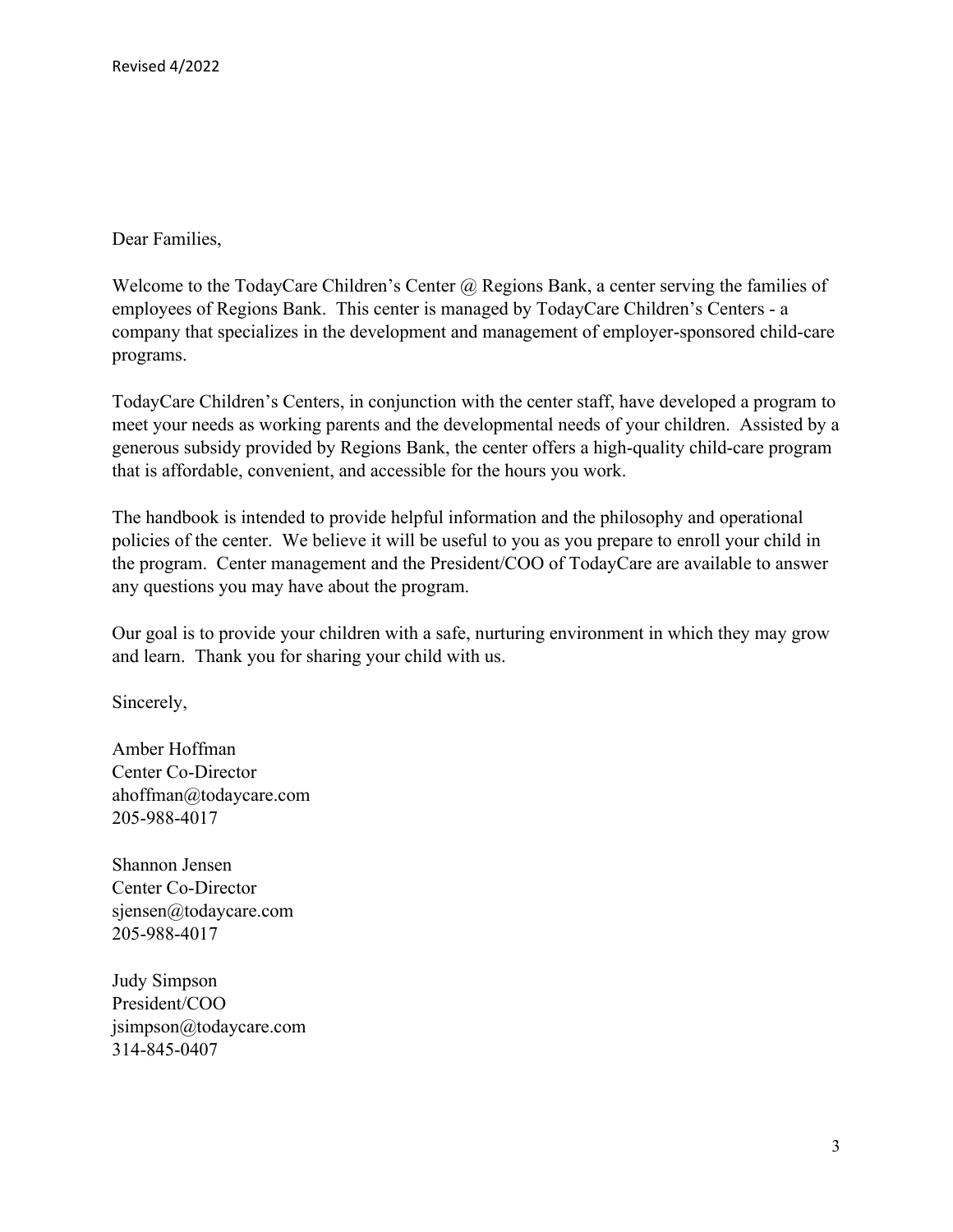Dear Families,

Welcome to the TodayCare Children's Center @ Regions Bank, a center serving the families of employees of Regions Bank. This center is managed by TodayCare Children's Centers - a company that specializes in the development and management of employer-sponsored child-care programs.

TodayCare Children's Centers, in conjunction with the center staff, have developed a program to meet your needs as working parents and the developmental needs of your children. Assisted by a generous subsidy provided by Regions Bank, the center offers a high-quality child-care program that is affordable, convenient, and accessible for the hours you work.

The handbook is intended to provide helpful information and the philosophy and operational policies of the center. We believe it will be useful to you as you prepare to enroll your child in the program. Center management and the President/COO of TodayCare are available to answer any questions you may have about the program.

Our goal is to provide your children with a safe, nurturing environment in which they may grow and learn. Thank you for sharing your child with us.

Sincerely,

Amber Hoffman  
Center Co-Director  
ahoffman@todaycare.com  
205-988-4017

Shannon Jensen  
Center Co-Director  
sjensen@todaycare.com  
205-988-4017

Judy Simpson  
President/COO  
jsimpson@todaycare.com  
314-845-0407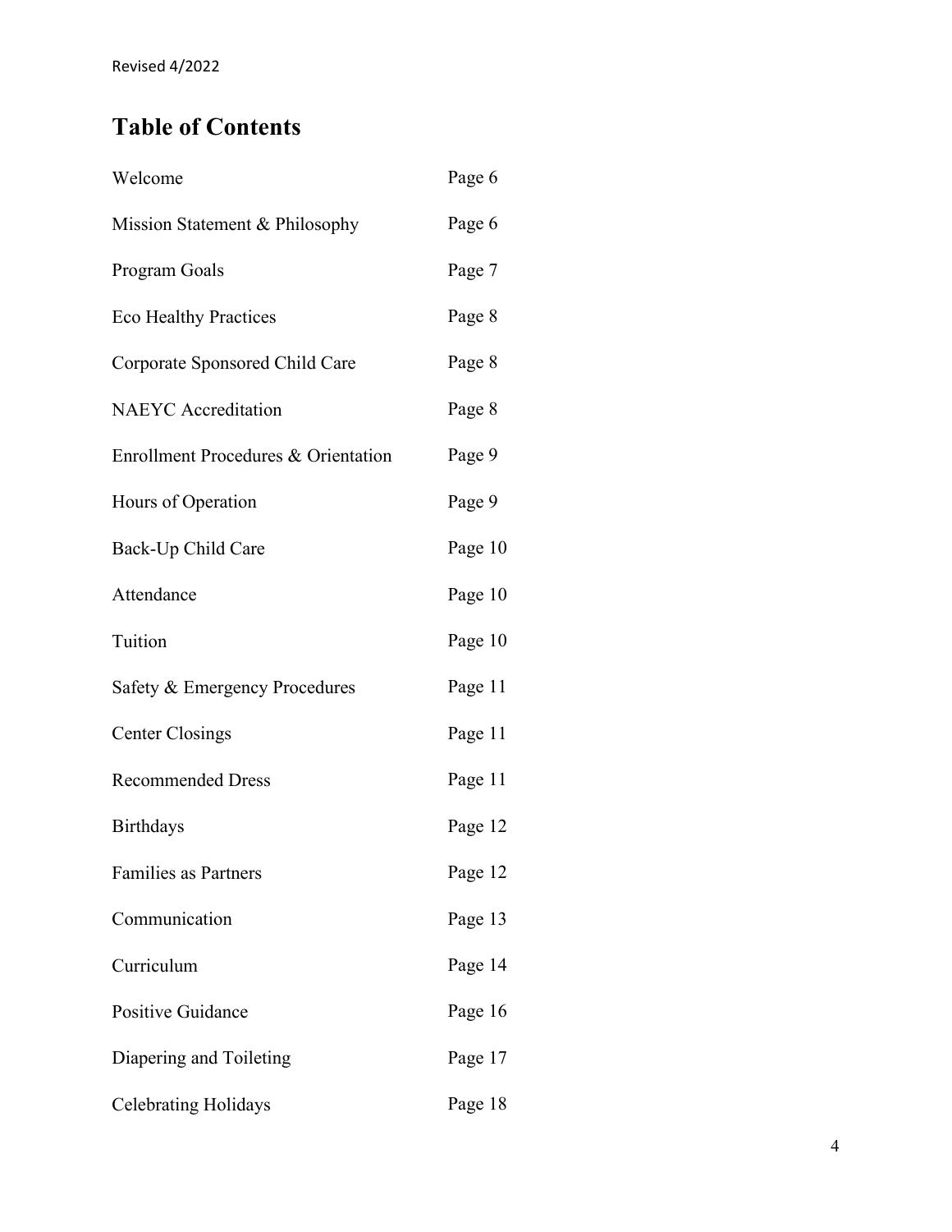## Table of Contents

| | |
|---|---|
| Welcome | Page 6 |
| Mission Statement & Philosophy | Page 6 |
| Program Goals | Page 7 |
| Eco Healthy Practices | Page 8 |
| Corporate Sponsored Child Care | Page 8 |
| NAEYC Accreditation | Page 8 |
| Enrollment Procedures & Orientation | Page 9 |
| Hours of Operation | Page 9 |
| Back-Up Child Care | Page 10 |
| Attendance | Page 10 |
| Tuition | Page 10 |
| Safety & Emergency Procedures | Page 11 |
| Center Closings | Page 11 |
| Recommended Dress | Page 11 |
| Birthdays | Page 12 |
| Families as Partners | Page 12 |
| Communication | Page 13 |
| Curriculum | Page 14 |
| Positive Guidance | Page 16 |
| Diapering and Toileting | Page 17 |
| Celebrating Holidays | Page 18 |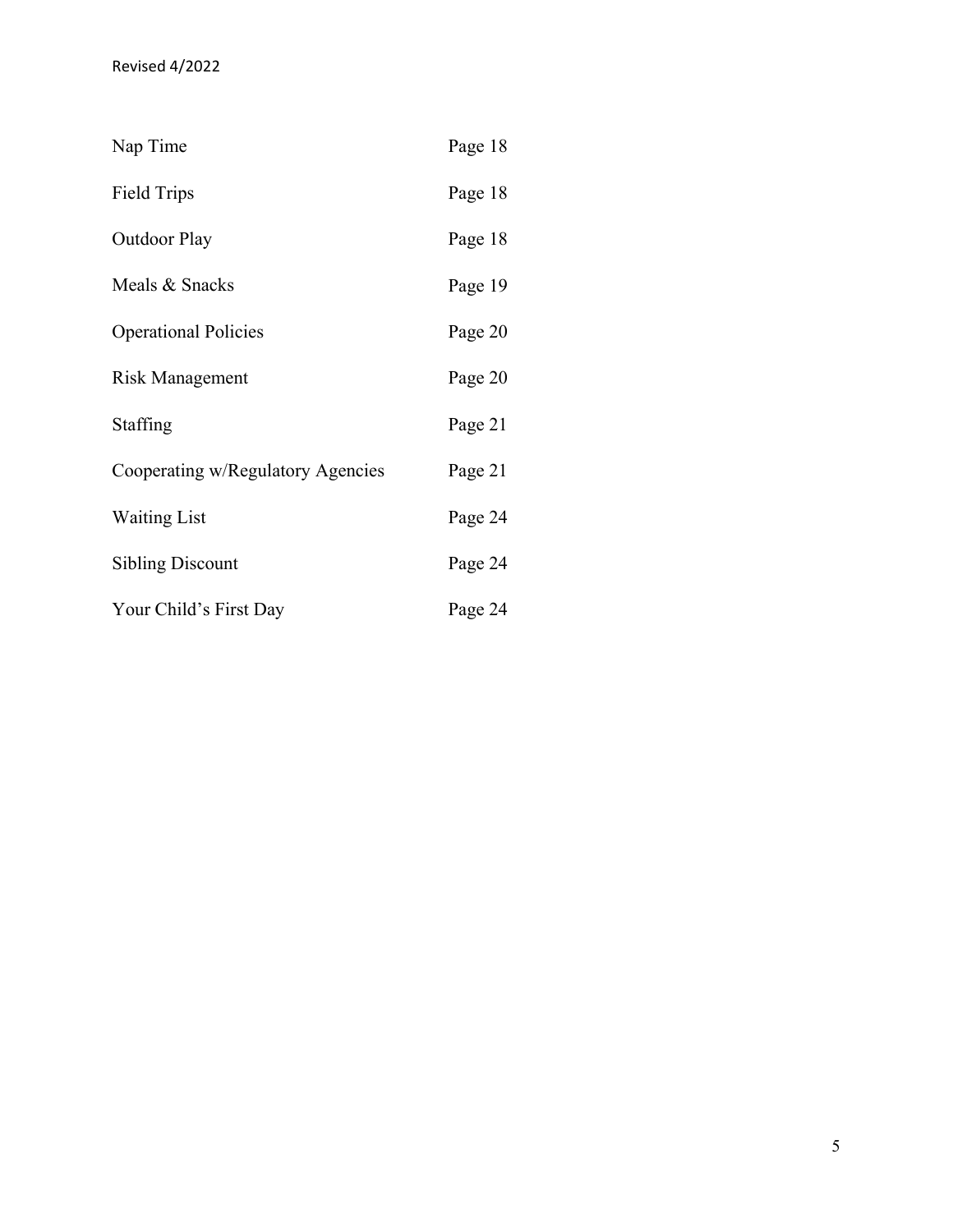| | |
|---|---|
| Nap Time | Page 18 |
| Field Trips | Page 18 |
| Outdoor Play | Page 18 |
| Meals & Snacks | Page 19 |
| Operational Policies | Page 20 |
| Risk Management | Page 20 |
| Staffing | Page 21 |
| Cooperating w/Regulatory Agencies | Page 21 |
| Waiting List | Page 24 |
| Sibling Discount | Page 24 |
| Your Child's First Day | Page 24 |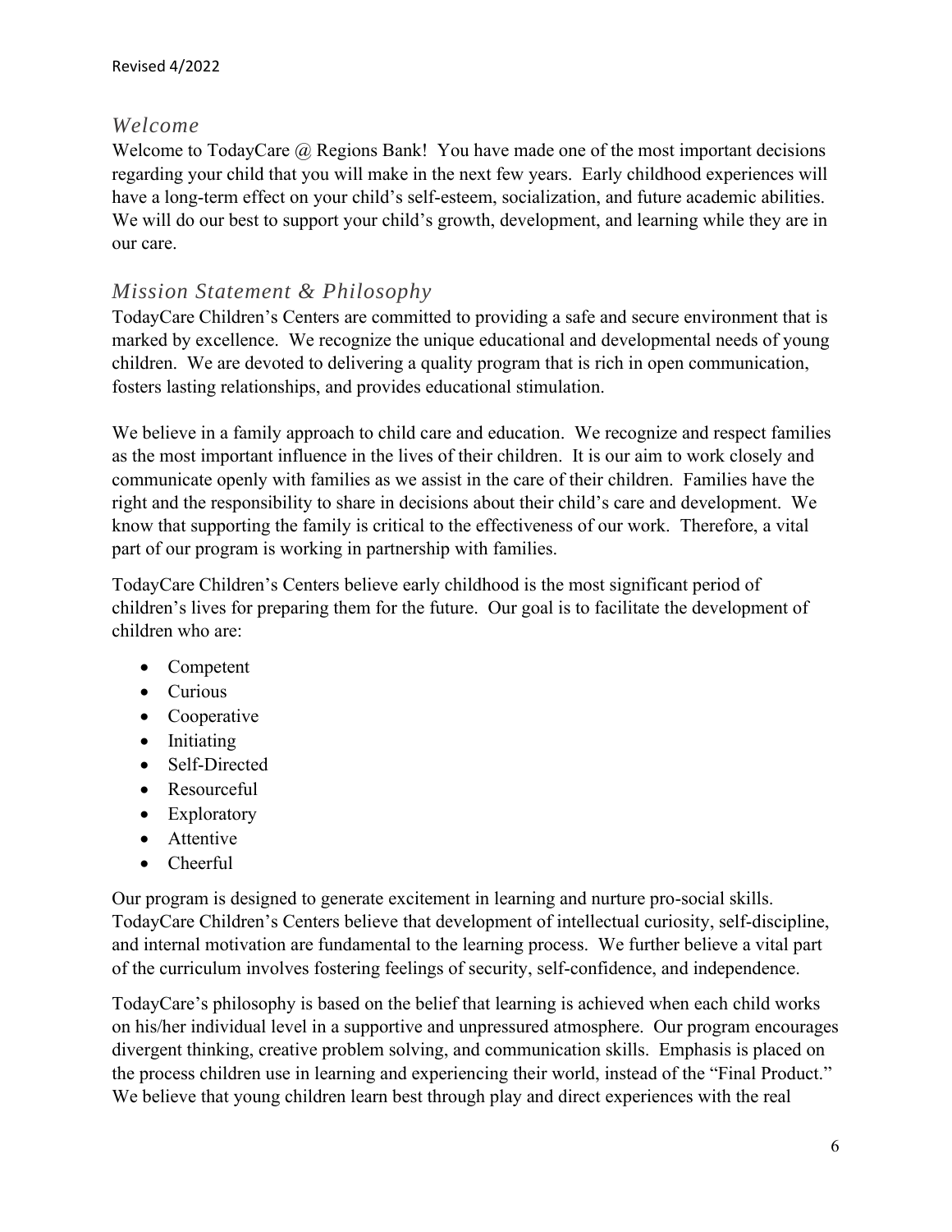## *Welcome*

Welcome to TodayCare @ Regions Bank! You have made one of the most important decisions regarding your child that you will make in the next few years. Early childhood experiences will have a long-term effect on your child's self-esteem, socialization, and future academic abilities. We will do our best to support your child's growth, development, and learning while they are in our care.

## *Mission Statement & Philosophy*

TodayCare Children's Centers are committed to providing a safe and secure environment that is marked by excellence. We recognize the unique educational and developmental needs of young children. We are devoted to delivering a quality program that is rich in open communication, fosters lasting relationships, and provides educational stimulation.

We believe in a family approach to child care and education. We recognize and respect families as the most important influence in the lives of their children. It is our aim to work closely and communicate openly with families as we assist in the care of their children. Families have the right and the responsibility to share in decisions about their child's care and development. We know that supporting the family is critical to the effectiveness of our work. Therefore, a vital part of our program is working in partnership with families.

TodayCare Children's Centers believe early childhood is the most significant period of children's lives for preparing them for the future. Our goal is to facilitate the development of children who are:

- Competent
- Curious
- Cooperative
- Initiating
- Self-Directed
- Resourceful
- Exploratory
- Attentive
- Cheerful

Our program is designed to generate excitement in learning and nurture pro-social skills. TodayCare Children's Centers believe that development of intellectual curiosity, self-discipline, and internal motivation are fundamental to the learning process. We further believe a vital part of the curriculum involves fostering feelings of security, self-confidence, and independence.

TodayCare's philosophy is based on the belief that learning is achieved when each child works on his/her individual level in a supportive and unpressured atmosphere. Our program encourages divergent thinking, creative problem solving, and communication skills. Emphasis is placed on the process children use in learning and experiencing their world, instead of the "Final Product." We believe that young children learn best through play and direct experiences with the real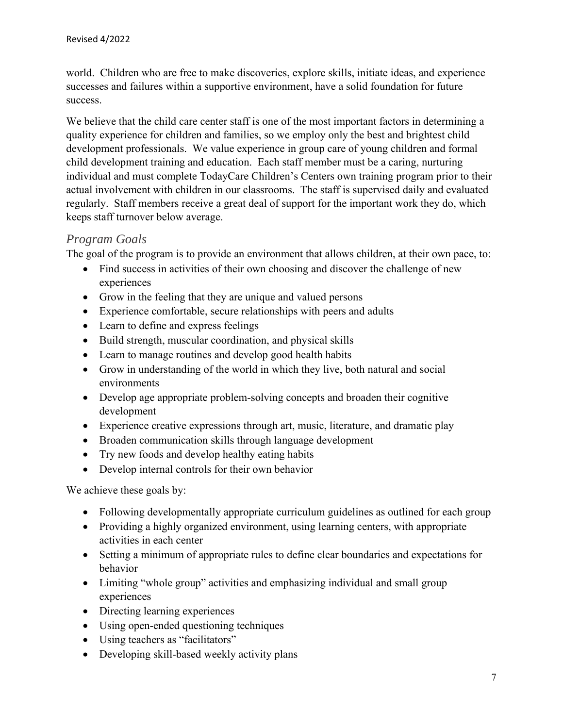world. Children who are free to make discoveries, explore skills, initiate ideas, and experience successes and failures within a supportive environment, have a solid foundation for future success.

We believe that the child care center staff is one of the most important factors in determining a quality experience for children and families, so we employ only the best and brightest child development professionals. We value experience in group care of young children and formal child development training and education. Each staff member must be a caring, nurturing individual and must complete TodayCare Children's Centers own training program prior to their actual involvement with children in our classrooms. The staff is supervised daily and evaluated regularly. Staff members receive a great deal of support for the important work they do, which keeps staff turnover below average.

## *Program Goals*

The goal of the program is to provide an environment that allows children, at their own pace, to:

- Find success in activities of their own choosing and discover the challenge of new experiences
- Grow in the feeling that they are unique and valued persons
- Experience comfortable, secure relationships with peers and adults
- Learn to define and express feelings
- Build strength, muscular coordination, and physical skills
- Learn to manage routines and develop good health habits
- Grow in understanding of the world in which they live, both natural and social environments
- Develop age appropriate problem-solving concepts and broaden their cognitive development
- Experience creative expressions through art, music, literature, and dramatic play
- Broaden communication skills through language development
- Try new foods and develop healthy eating habits
- Develop internal controls for their own behavior

We achieve these goals by:

- Following developmentally appropriate curriculum guidelines as outlined for each group
- Providing a highly organized environment, using learning centers, with appropriate activities in each center
- Setting a minimum of appropriate rules to define clear boundaries and expectations for behavior
- Limiting "whole group" activities and emphasizing individual and small group experiences
- Directing learning experiences
- Using open-ended questioning techniques
- Using teachers as "facilitators"
- Developing skill-based weekly activity plans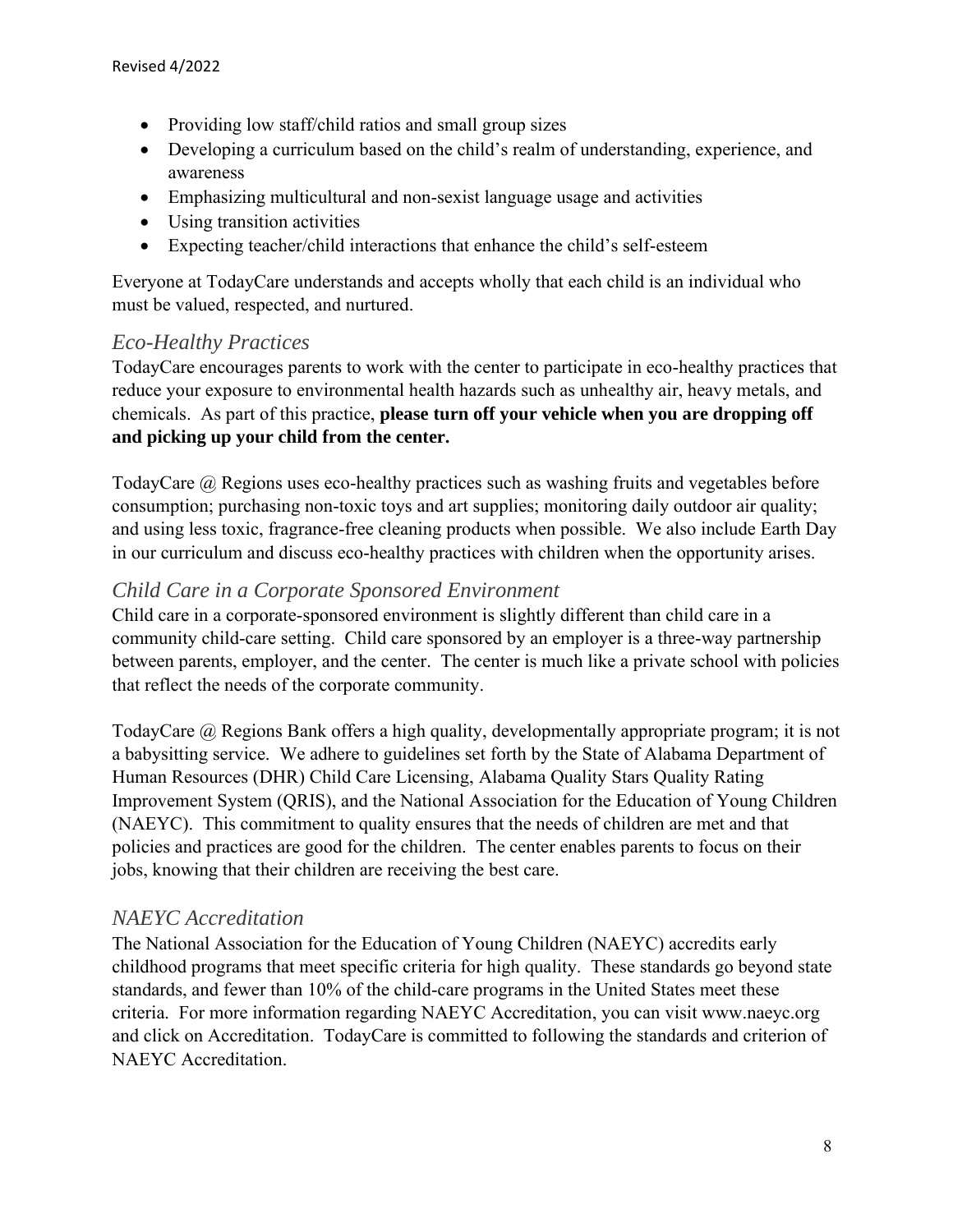- Providing low staff/child ratios and small group sizes
- Developing a curriculum based on the child's realm of understanding, experience, and awareness
- Emphasizing multicultural and non-sexist language usage and activities
- Using transition activities
- Expecting teacher/child interactions that enhance the child's self-esteem

Everyone at TodayCare understands and accepts wholly that each child is an individual who must be valued, respected, and nurtured.

## *Eco-Healthy Practices*

TodayCare encourages parents to work with the center to participate in eco-healthy practices that reduce your exposure to environmental health hazards such as unhealthy air, heavy metals, and chemicals. As part of this practice, **please turn off your vehicle when you are dropping off and picking up your child from the center.**

TodayCare @ Regions uses eco-healthy practices such as washing fruits and vegetables before consumption; purchasing non-toxic toys and art supplies; monitoring daily outdoor air quality; and using less toxic, fragrance-free cleaning products when possible. We also include Earth Day in our curriculum and discuss eco-healthy practices with children when the opportunity arises.

## *Child Care in a Corporate Sponsored Environment*

Child care in a corporate-sponsored environment is slightly different than child care in a community child-care setting. Child care sponsored by an employer is a three-way partnership between parents, employer, and the center. The center is much like a private school with policies that reflect the needs of the corporate community.

TodayCare @ Regions Bank offers a high quality, developmentally appropriate program; it is not a babysitting service. We adhere to guidelines set forth by the State of Alabama Department of Human Resources (DHR) Child Care Licensing, Alabama Quality Stars Quality Rating Improvement System (QRIS), and the National Association for the Education of Young Children (NAEYC). This commitment to quality ensures that the needs of children are met and that policies and practices are good for the children. The center enables parents to focus on their jobs, knowing that their children are receiving the best care.

## *NAEYC Accreditation*

The National Association for the Education of Young Children (NAEYC) accredits early childhood programs that meet specific criteria for high quality. These standards go beyond state standards, and fewer than 10% of the child-care programs in the United States meet these criteria. For more information regarding NAEYC Accreditation, you can visit www.naeyc.org and click on Accreditation. TodayCare is committed to following the standards and criterion of NAEYC Accreditation.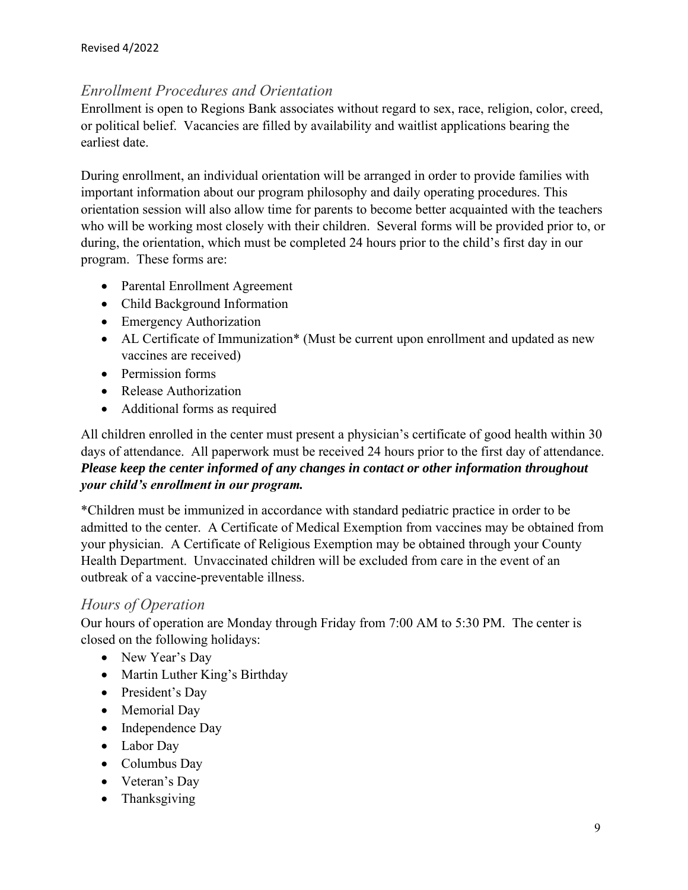## *Enrollment Procedures and Orientation*

Enrollment is open to Regions Bank associates without regard to sex, race, religion, color, creed, or political belief. Vacancies are filled by availability and waitlist applications bearing the earliest date.

During enrollment, an individual orientation will be arranged in order to provide families with important information about our program philosophy and daily operating procedures. This orientation session will also allow time for parents to become better acquainted with the teachers who will be working most closely with their children. Several forms will be provided prior to, or during, the orientation, which must be completed 24 hours prior to the child's first day in our program. These forms are:

- Parental Enrollment Agreement
- Child Background Information
- Emergency Authorization
- AL Certificate of Immunization* (Must be current upon enrollment and updated as new vaccines are received)
- Permission forms
- Release Authorization
- Additional forms as required

All children enrolled in the center must present a physician's certificate of good health within 30 days of attendance. All paperwork must be received 24 hours prior to the first day of attendance. ***Please keep the center informed of any changes in contact or other information throughout your child's enrollment in our program.***

*Children must be immunized in accordance with standard pediatric practice in order to be admitted to the center. A Certificate of Medical Exemption from vaccines may be obtained from your physician. A Certificate of Religious Exemption may be obtained through your County Health Department. Unvaccinated children will be excluded from care in the event of an outbreak of a vaccine-preventable illness.

## *Hours of Operation*

Our hours of operation are Monday through Friday from 7:00 AM to 5:30 PM. The center is closed on the following holidays:

- New Year's Day
- Martin Luther King's Birthday
- President's Day
- Memorial Day
- Independence Day
- Labor Day
- Columbus Day
- Veteran's Day
- Thanksgiving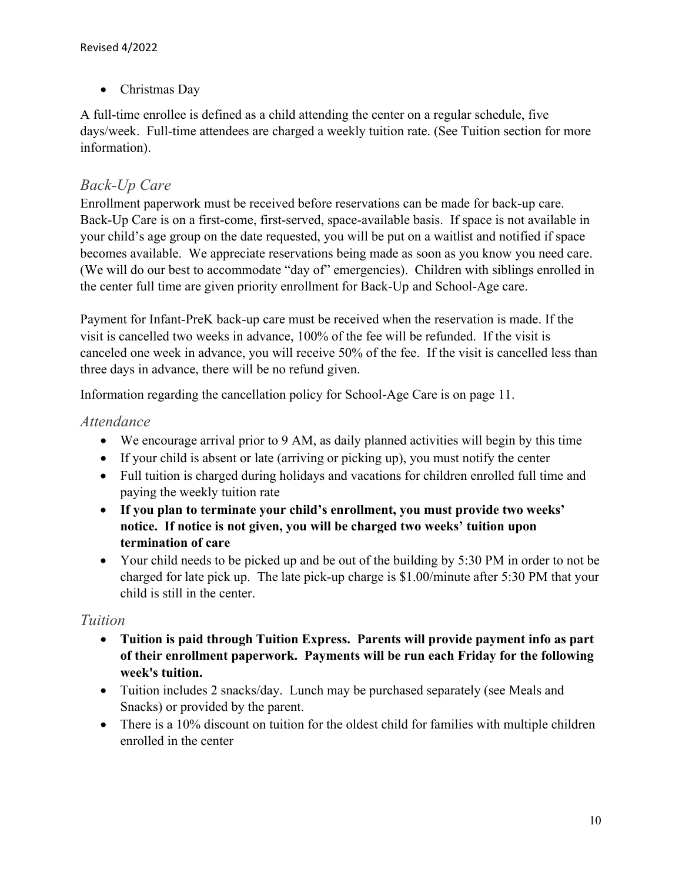- Christmas Day

A full-time enrollee is defined as a child attending the center on a regular schedule, five days/week. Full-time attendees are charged a weekly tuition rate. (See Tuition section for more information).

## *Back-Up Care*

Enrollment paperwork must be received before reservations can be made for back-up care. Back-Up Care is on a first-come, first-served, space-available basis. If space is not available in your child's age group on the date requested, you will be put on a waitlist and notified if space becomes available. We appreciate reservations being made as soon as you know you need care. (We will do our best to accommodate "day of" emergencies). Children with siblings enrolled in the center full time are given priority enrollment for Back-Up and School-Age care.

Payment for Infant-PreK back-up care must be received when the reservation is made. If the visit is cancelled two weeks in advance, 100% of the fee will be refunded. If the visit is canceled one week in advance, you will receive 50% of the fee. If the visit is cancelled less than three days in advance, there will be no refund given.

Information regarding the cancellation policy for School-Age Care is on page 11.

## *Attendance*

- We encourage arrival prior to 9 AM, as daily planned activities will begin by this time
- If your child is absent or late (arriving or picking up), you must notify the center
- Full tuition is charged during holidays and vacations for children enrolled full time and paying the weekly tuition rate
- **If you plan to terminate your child's enrollment, you must provide two weeks' notice. If notice is not given, you will be charged two weeks' tuition upon termination of care**
- Your child needs to be picked up and be out of the building by 5:30 PM in order to not be charged for late pick up. The late pick-up charge is $1.00/minute after 5:30 PM that your child is still in the center.

## *Tuition*

- **Tuition is paid through Tuition Express. Parents will provide payment info as part of their enrollment paperwork. Payments will be run each Friday for the following week's tuition.**
- Tuition includes 2 snacks/day. Lunch may be purchased separately (see Meals and Snacks) or provided by the parent.
- There is a 10% discount on tuition for the oldest child for families with multiple children enrolled in the center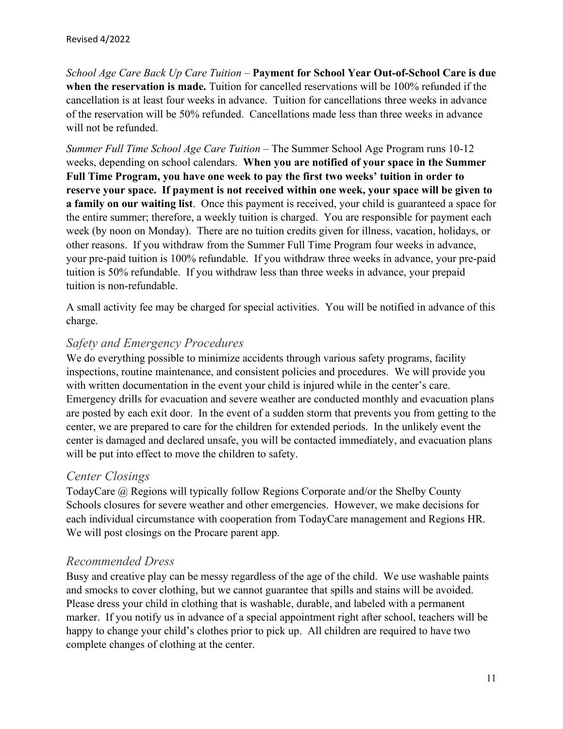*School Age Care Back Up Care Tuition* – **Payment for School Year Out-of-School Care is due when the reservation is made.** Tuition for cancelled reservations will be 100% refunded if the cancellation is at least four weeks in advance. Tuition for cancellations three weeks in advance of the reservation will be 50% refunded. Cancellations made less than three weeks in advance will not be refunded.

*Summer Full Time School Age Care Tuition* – The Summer School Age Program runs 10-12 weeks, depending on school calendars. **When you are notified of your space in the Summer Full Time Program, you have one week to pay the first two weeks' tuition in order to reserve your space. If payment is not received within one week, your space will be given to a family on our waiting list**. Once this payment is received, your child is guaranteed a space for the entire summer; therefore, a weekly tuition is charged. You are responsible for payment each week (by noon on Monday). There are no tuition credits given for illness, vacation, holidays, or other reasons. If you withdraw from the Summer Full Time Program four weeks in advance, your pre-paid tuition is 100% refundable. If you withdraw three weeks in advance, your pre-paid tuition is 50% refundable. If you withdraw less than three weeks in advance, your prepaid tuition is non-refundable.

A small activity fee may be charged for special activities. You will be notified in advance of this charge.

## *Safety and Emergency Procedures*

We do everything possible to minimize accidents through various safety programs, facility inspections, routine maintenance, and consistent policies and procedures. We will provide you with written documentation in the event your child is injured while in the center's care. Emergency drills for evacuation and severe weather are conducted monthly and evacuation plans are posted by each exit door. In the event of a sudden storm that prevents you from getting to the center, we are prepared to care for the children for extended periods. In the unlikely event the center is damaged and declared unsafe, you will be contacted immediately, and evacuation plans will be put into effect to move the children to safety.

## *Center Closings*

TodayCare @ Regions will typically follow Regions Corporate and/or the Shelby County Schools closures for severe weather and other emergencies. However, we make decisions for each individual circumstance with cooperation from TodayCare management and Regions HR. We will post closings on the Procare parent app.

## *Recommended Dress*

Busy and creative play can be messy regardless of the age of the child. We use washable paints and smocks to cover clothing, but we cannot guarantee that spills and stains will be avoided. Please dress your child in clothing that is washable, durable, and labeled with a permanent marker. If you notify us in advance of a special appointment right after school, teachers will be happy to change your child's clothes prior to pick up. All children are required to have two complete changes of clothing at the center.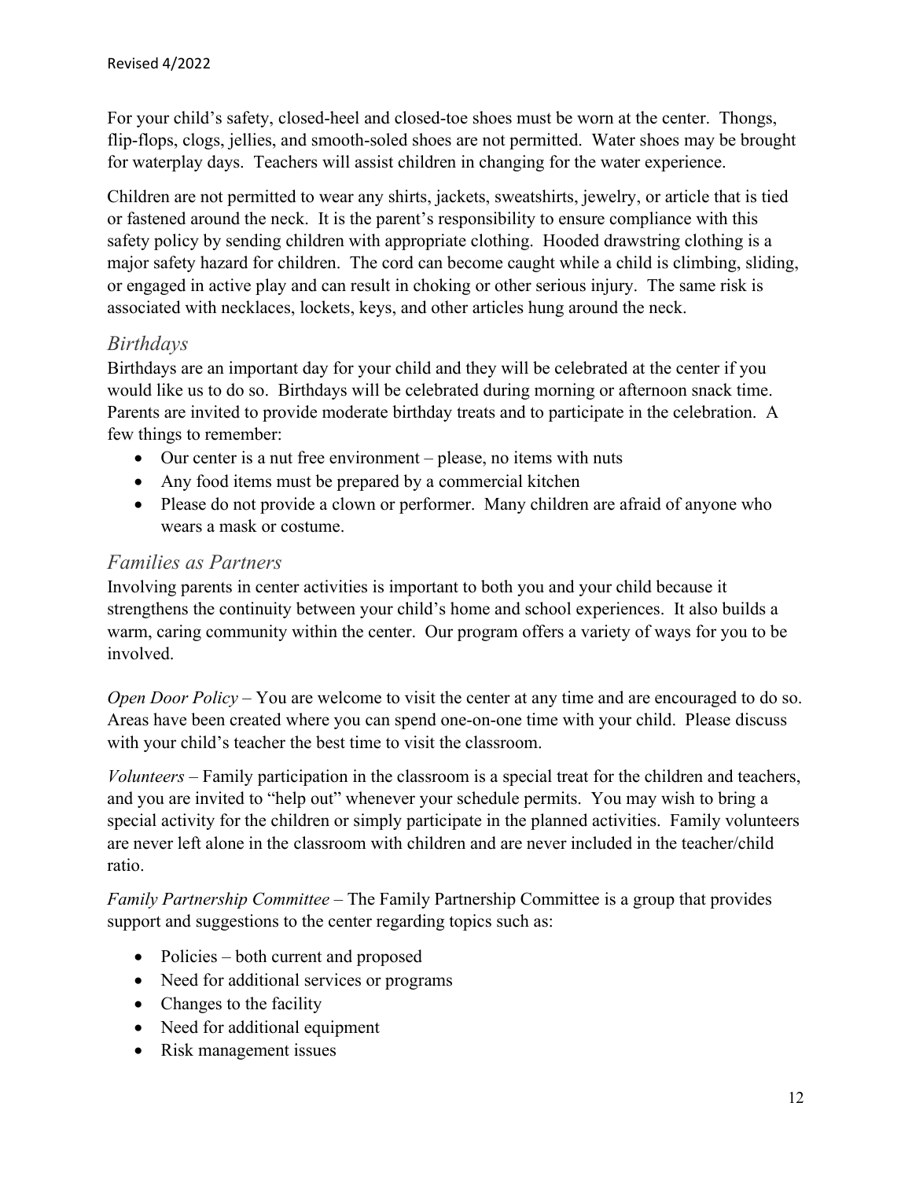For your child's safety, closed-heel and closed-toe shoes must be worn at the center. Thongs, flip-flops, clogs, jellies, and smooth-soled shoes are not permitted. Water shoes may be brought for waterplay days. Teachers will assist children in changing for the water experience.

Children are not permitted to wear any shirts, jackets, sweatshirts, jewelry, or article that is tied or fastened around the neck. It is the parent's responsibility to ensure compliance with this safety policy by sending children with appropriate clothing. Hooded drawstring clothing is a major safety hazard for children. The cord can become caught while a child is climbing, sliding, or engaged in active play and can result in choking or other serious injury. The same risk is associated with necklaces, lockets, keys, and other articles hung around the neck.

## *Birthdays*

Birthdays are an important day for your child and they will be celebrated at the center if you would like us to do so. Birthdays will be celebrated during morning or afternoon snack time. Parents are invited to provide moderate birthday treats and to participate in the celebration. A few things to remember:

- Our center is a nut free environment – please, no items with nuts
- Any food items must be prepared by a commercial kitchen
- Please do not provide a clown or performer. Many children are afraid of anyone who wears a mask or costume.

## *Families as Partners*

Involving parents in center activities is important to both you and your child because it strengthens the continuity between your child's home and school experiences. It also builds a warm, caring community within the center. Our program offers a variety of ways for you to be involved.

*Open Door Policy* – You are welcome to visit the center at any time and are encouraged to do so. Areas have been created where you can spend one-on-one time with your child. Please discuss with your child's teacher the best time to visit the classroom.

*Volunteers* – Family participation in the classroom is a special treat for the children and teachers, and you are invited to "help out" whenever your schedule permits. You may wish to bring a special activity for the children or simply participate in the planned activities. Family volunteers are never left alone in the classroom with children and are never included in the teacher/child ratio.

*Family Partnership Committee* – The Family Partnership Committee is a group that provides support and suggestions to the center regarding topics such as:

- Policies – both current and proposed
- Need for additional services or programs
- Changes to the facility
- Need for additional equipment
- Risk management issues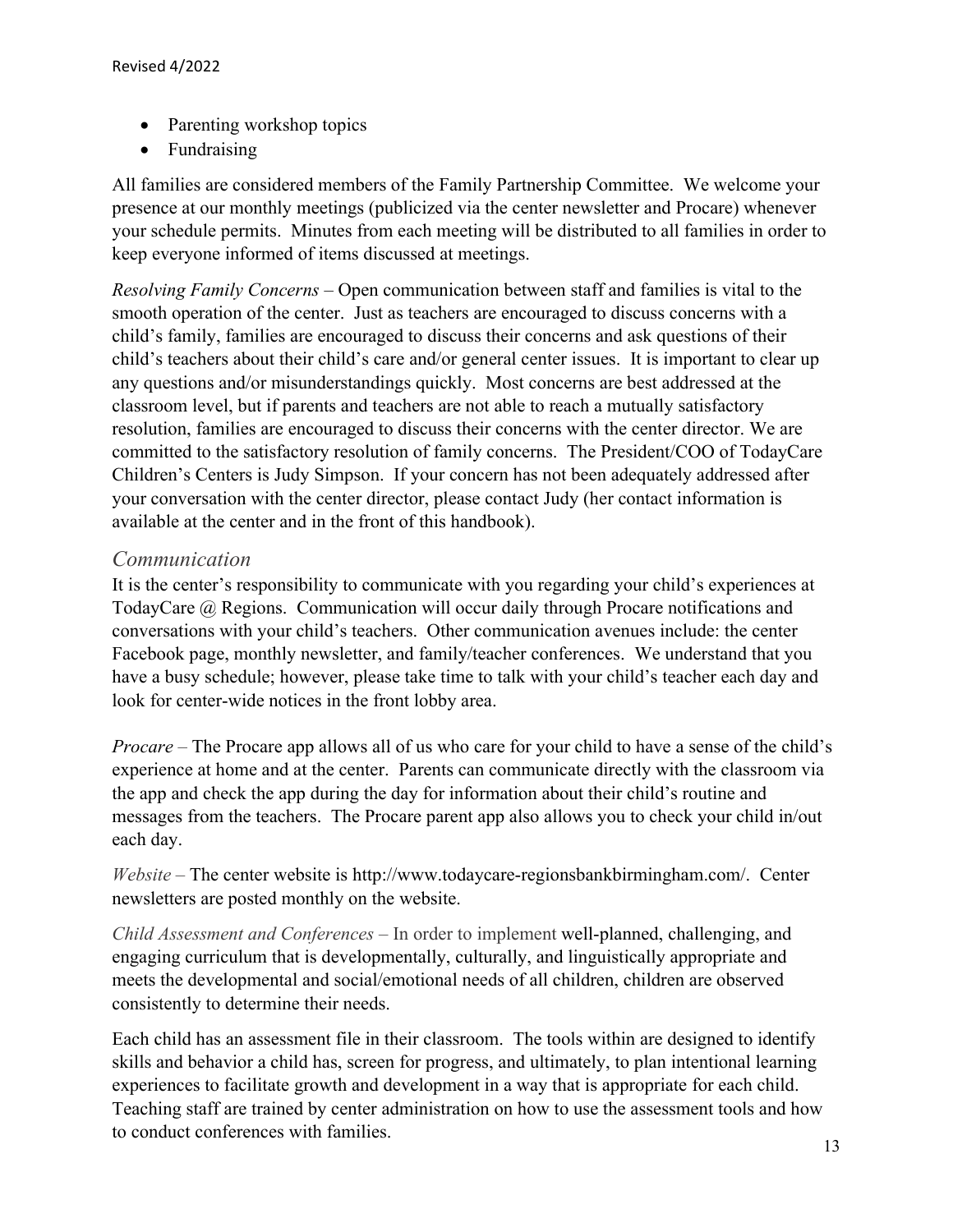- Parenting workshop topics
- Fundraising

All families are considered members of the Family Partnership Committee. We welcome your presence at our monthly meetings (publicized via the center newsletter and Procare) whenever your schedule permits. Minutes from each meeting will be distributed to all families in order to keep everyone informed of items discussed at meetings.

*Resolving Family Concerns* – Open communication between staff and families is vital to the smooth operation of the center. Just as teachers are encouraged to discuss concerns with a child's family, families are encouraged to discuss their concerns and ask questions of their child's teachers about their child's care and/or general center issues. It is important to clear up any questions and/or misunderstandings quickly. Most concerns are best addressed at the classroom level, but if parents and teachers are not able to reach a mutually satisfactory resolution, families are encouraged to discuss their concerns with the center director. We are committed to the satisfactory resolution of family concerns. The President/COO of TodayCare Children's Centers is Judy Simpson. If your concern has not been adequately addressed after your conversation with the center director, please contact Judy (her contact information is available at the center and in the front of this handbook).

## *Communication*

It is the center's responsibility to communicate with you regarding your child's experiences at TodayCare @ Regions. Communication will occur daily through Procare notifications and conversations with your child's teachers. Other communication avenues include: the center Facebook page, monthly newsletter, and family/teacher conferences. We understand that you have a busy schedule; however, please take time to talk with your child's teacher each day and look for center-wide notices in the front lobby area.

*Procare* – The Procare app allows all of us who care for your child to have a sense of the child's experience at home and at the center. Parents can communicate directly with the classroom via the app and check the app during the day for information about their child's routine and messages from the teachers. The Procare parent app also allows you to check your child in/out each day.

*Website* – The center website is http://www.todaycare-regionsbankbirmingham.com/. Center newsletters are posted monthly on the website.

*Child Assessment and Conferences* – In order to implement well-planned, challenging, and engaging curriculum that is developmentally, culturally, and linguistically appropriate and meets the developmental and social/emotional needs of all children, children are observed consistently to determine their needs.

Each child has an assessment file in their classroom. The tools within are designed to identify skills and behavior a child has, screen for progress, and ultimately, to plan intentional learning experiences to facilitate growth and development in a way that is appropriate for each child. Teaching staff are trained by center administration on how to use the assessment tools and how to conduct conferences with families.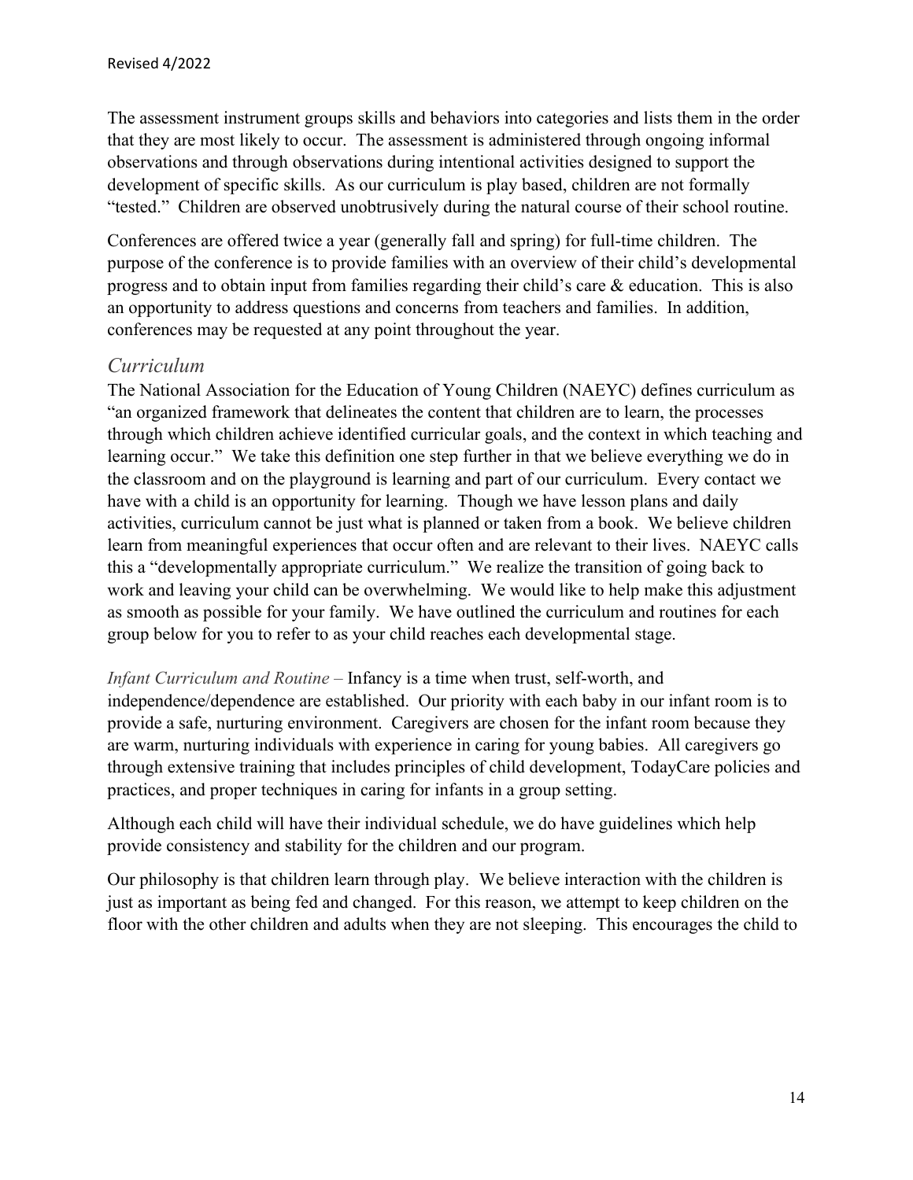The assessment instrument groups skills and behaviors into categories and lists them in the order that they are most likely to occur. The assessment is administered through ongoing informal observations and through observations during intentional activities designed to support the development of specific skills. As our curriculum is play based, children are not formally "tested." Children are observed unobtrusively during the natural course of their school routine.

Conferences are offered twice a year (generally fall and spring) for full-time children. The purpose of the conference is to provide families with an overview of their child's developmental progress and to obtain input from families regarding their child's care & education. This is also an opportunity to address questions and concerns from teachers and families. In addition, conferences may be requested at any point throughout the year.

## *Curriculum*

The National Association for the Education of Young Children (NAEYC) defines curriculum as "an organized framework that delineates the content that children are to learn, the processes through which children achieve identified curricular goals, and the context in which teaching and learning occur." We take this definition one step further in that we believe everything we do in the classroom and on the playground is learning and part of our curriculum. Every contact we have with a child is an opportunity for learning. Though we have lesson plans and daily activities, curriculum cannot be just what is planned or taken from a book. We believe children learn from meaningful experiences that occur often and are relevant to their lives. NAEYC calls this a "developmentally appropriate curriculum." We realize the transition of going back to work and leaving your child can be overwhelming. We would like to help make this adjustment as smooth as possible for your family. We have outlined the curriculum and routines for each group below for you to refer to as your child reaches each developmental stage.

*Infant Curriculum and Routine* – Infancy is a time when trust, self-worth, and independence/dependence are established. Our priority with each baby in our infant room is to provide a safe, nurturing environment. Caregivers are chosen for the infant room because they are warm, nurturing individuals with experience in caring for young babies. All caregivers go through extensive training that includes principles of child development, TodayCare policies and practices, and proper techniques in caring for infants in a group setting.

Although each child will have their individual schedule, we do have guidelines which help provide consistency and stability for the children and our program.

Our philosophy is that children learn through play. We believe interaction with the children is just as important as being fed and changed. For this reason, we attempt to keep children on the floor with the other children and adults when they are not sleeping. This encourages the child to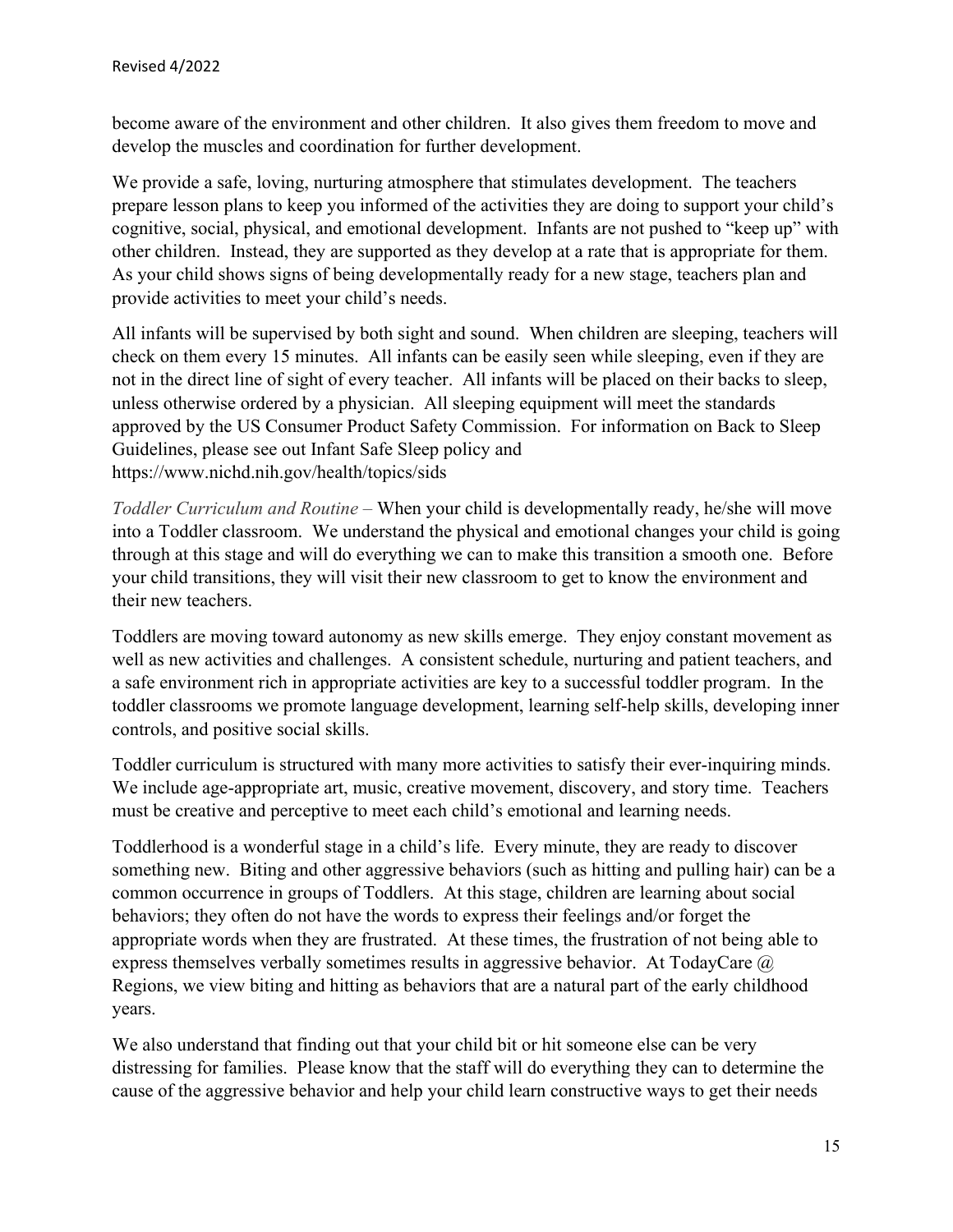become aware of the environment and other children. It also gives them freedom to move and develop the muscles and coordination for further development.

We provide a safe, loving, nurturing atmosphere that stimulates development. The teachers prepare lesson plans to keep you informed of the activities they are doing to support your child's cognitive, social, physical, and emotional development. Infants are not pushed to "keep up" with other children. Instead, they are supported as they develop at a rate that is appropriate for them. As your child shows signs of being developmentally ready for a new stage, teachers plan and provide activities to meet your child's needs.

All infants will be supervised by both sight and sound. When children are sleeping, teachers will check on them every 15 minutes. All infants can be easily seen while sleeping, even if they are not in the direct line of sight of every teacher. All infants will be placed on their backs to sleep, unless otherwise ordered by a physician. All sleeping equipment will meet the standards approved by the US Consumer Product Safety Commission. For information on Back to Sleep Guidelines, please see out Infant Safe Sleep policy and https://www.nichd.nih.gov/health/topics/sids

*Toddler Curriculum and Routine* – When your child is developmentally ready, he/she will move into a Toddler classroom. We understand the physical and emotional changes your child is going through at this stage and will do everything we can to make this transition a smooth one. Before your child transitions, they will visit their new classroom to get to know the environment and their new teachers.

Toddlers are moving toward autonomy as new skills emerge. They enjoy constant movement as well as new activities and challenges. A consistent schedule, nurturing and patient teachers, and a safe environment rich in appropriate activities are key to a successful toddler program. In the toddler classrooms we promote language development, learning self-help skills, developing inner controls, and positive social skills.

Toddler curriculum is structured with many more activities to satisfy their ever-inquiring minds. We include age-appropriate art, music, creative movement, discovery, and story time. Teachers must be creative and perceptive to meet each child's emotional and learning needs.

Toddlerhood is a wonderful stage in a child's life. Every minute, they are ready to discover something new. Biting and other aggressive behaviors (such as hitting and pulling hair) can be a common occurrence in groups of Toddlers. At this stage, children are learning about social behaviors; they often do not have the words to express their feelings and/or forget the appropriate words when they are frustrated. At these times, the frustration of not being able to express themselves verbally sometimes results in aggressive behavior. At TodayCare @ Regions, we view biting and hitting as behaviors that are a natural part of the early childhood years.

We also understand that finding out that your child bit or hit someone else can be very distressing for families. Please know that the staff will do everything they can to determine the cause of the aggressive behavior and help your child learn constructive ways to get their needs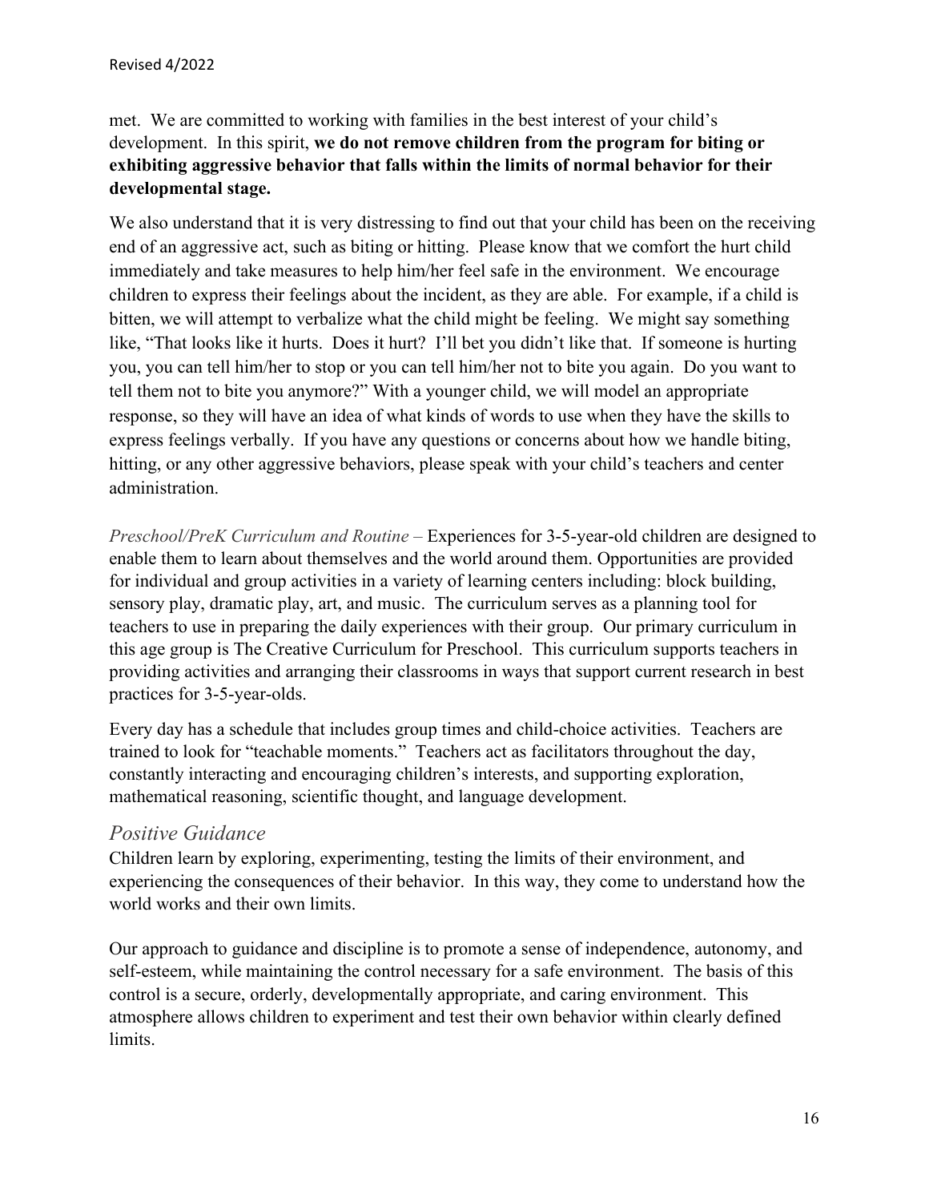met. We are committed to working with families in the best interest of your child's development. In this spirit, **we do not remove children from the program for biting or exhibiting aggressive behavior that falls within the limits of normal behavior for their developmental stage.**

We also understand that it is very distressing to find out that your child has been on the receiving end of an aggressive act, such as biting or hitting. Please know that we comfort the hurt child immediately and take measures to help him/her feel safe in the environment. We encourage children to express their feelings about the incident, as they are able. For example, if a child is bitten, we will attempt to verbalize what the child might be feeling. We might say something like, "That looks like it hurts. Does it hurt? I'll bet you didn't like that. If someone is hurting you, you can tell him/her to stop or you can tell him/her not to bite you again. Do you want to tell them not to bite you anymore?" With a younger child, we will model an appropriate response, so they will have an idea of what kinds of words to use when they have the skills to express feelings verbally. If you have any questions or concerns about how we handle biting, hitting, or any other aggressive behaviors, please speak with your child's teachers and center administration.

*Preschool/PreK Curriculum and Routine* – Experiences for 3-5-year-old children are designed to enable them to learn about themselves and the world around them. Opportunities are provided for individual and group activities in a variety of learning centers including: block building, sensory play, dramatic play, art, and music. The curriculum serves as a planning tool for teachers to use in preparing the daily experiences with their group. Our primary curriculum in this age group is The Creative Curriculum for Preschool. This curriculum supports teachers in providing activities and arranging their classrooms in ways that support current research in best practices for 3-5-year-olds.

Every day has a schedule that includes group times and child-choice activities. Teachers are trained to look for "teachable moments." Teachers act as facilitators throughout the day, constantly interacting and encouraging children's interests, and supporting exploration, mathematical reasoning, scientific thought, and language development.

## *Positive Guidance*

Children learn by exploring, experimenting, testing the limits of their environment, and experiencing the consequences of their behavior. In this way, they come to understand how the world works and their own limits.

Our approach to guidance and discipline is to promote a sense of independence, autonomy, and self-esteem, while maintaining the control necessary for a safe environment. The basis of this control is a secure, orderly, developmentally appropriate, and caring environment. This atmosphere allows children to experiment and test their own behavior within clearly defined limits.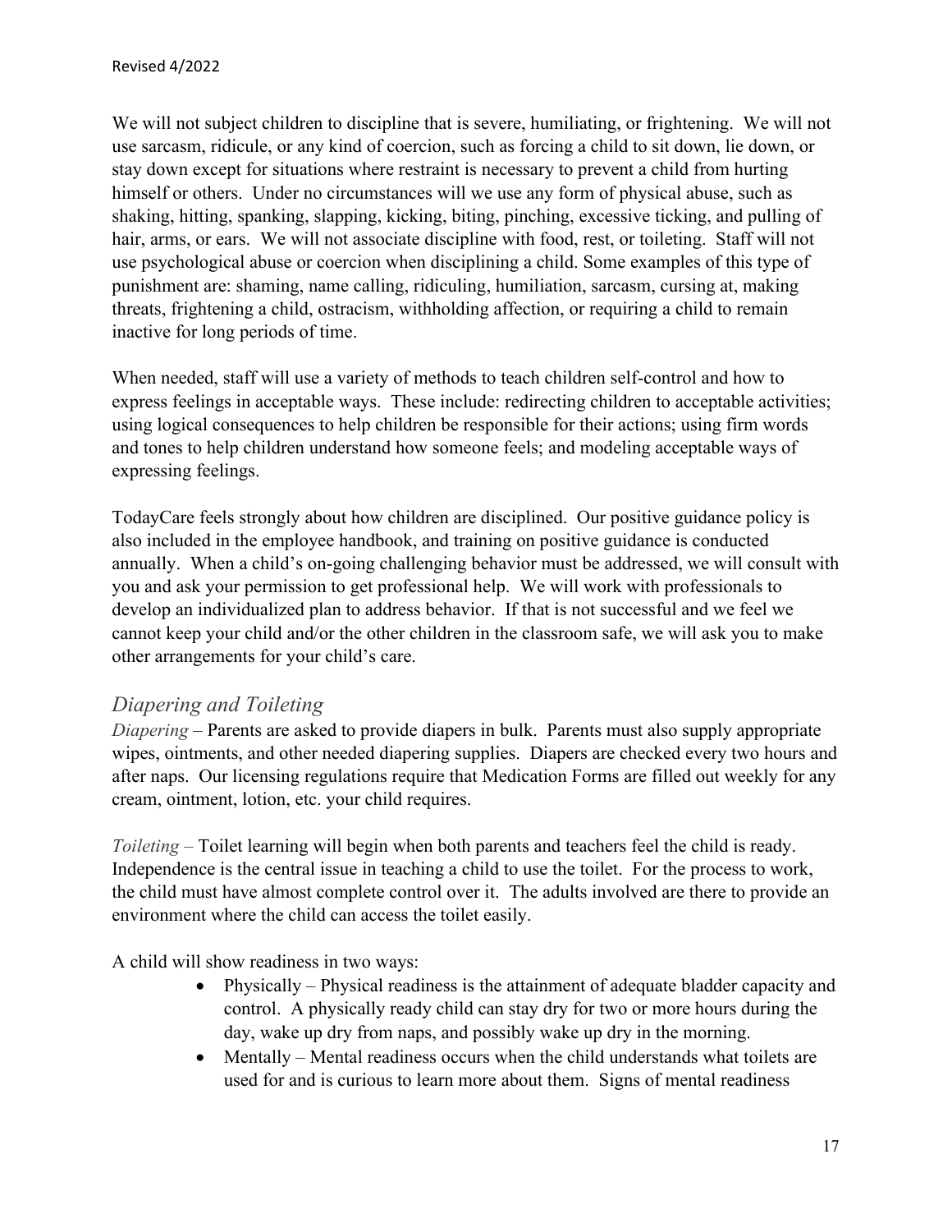We will not subject children to discipline that is severe, humiliating, or frightening. We will not use sarcasm, ridicule, or any kind of coercion, such as forcing a child to sit down, lie down, or stay down except for situations where restraint is necessary to prevent a child from hurting himself or others. Under no circumstances will we use any form of physical abuse, such as shaking, hitting, spanking, slapping, kicking, biting, pinching, excessive ticking, and pulling of hair, arms, or ears. We will not associate discipline with food, rest, or toileting. Staff will not use psychological abuse or coercion when disciplining a child. Some examples of this type of punishment are: shaming, name calling, ridiculing, humiliation, sarcasm, cursing at, making threats, frightening a child, ostracism, withholding affection, or requiring a child to remain inactive for long periods of time.

When needed, staff will use a variety of methods to teach children self-control and how to express feelings in acceptable ways. These include: redirecting children to acceptable activities; using logical consequences to help children be responsible for their actions; using firm words and tones to help children understand how someone feels; and modeling acceptable ways of expressing feelings.

TodayCare feels strongly about how children are disciplined. Our positive guidance policy is also included in the employee handbook, and training on positive guidance is conducted annually. When a child's on-going challenging behavior must be addressed, we will consult with you and ask your permission to get professional help. We will work with professionals to develop an individualized plan to address behavior. If that is not successful and we feel we cannot keep your child and/or the other children in the classroom safe, we will ask you to make other arrangements for your child's care.

## *Diapering and Toileting*

*Diapering* – Parents are asked to provide diapers in bulk. Parents must also supply appropriate wipes, ointments, and other needed diapering supplies. Diapers are checked every two hours and after naps. Our licensing regulations require that Medication Forms are filled out weekly for any cream, ointment, lotion, etc. your child requires.

*Toileting* – Toilet learning will begin when both parents and teachers feel the child is ready. Independence is the central issue in teaching a child to use the toilet. For the process to work, the child must have almost complete control over it. The adults involved are there to provide an environment where the child can access the toilet easily.

A child will show readiness in two ways:

- Physically – Physical readiness is the attainment of adequate bladder capacity and control. A physically ready child can stay dry for two or more hours during the day, wake up dry from naps, and possibly wake up dry in the morning.
- Mentally – Mental readiness occurs when the child understands what toilets are used for and is curious to learn more about them. Signs of mental readiness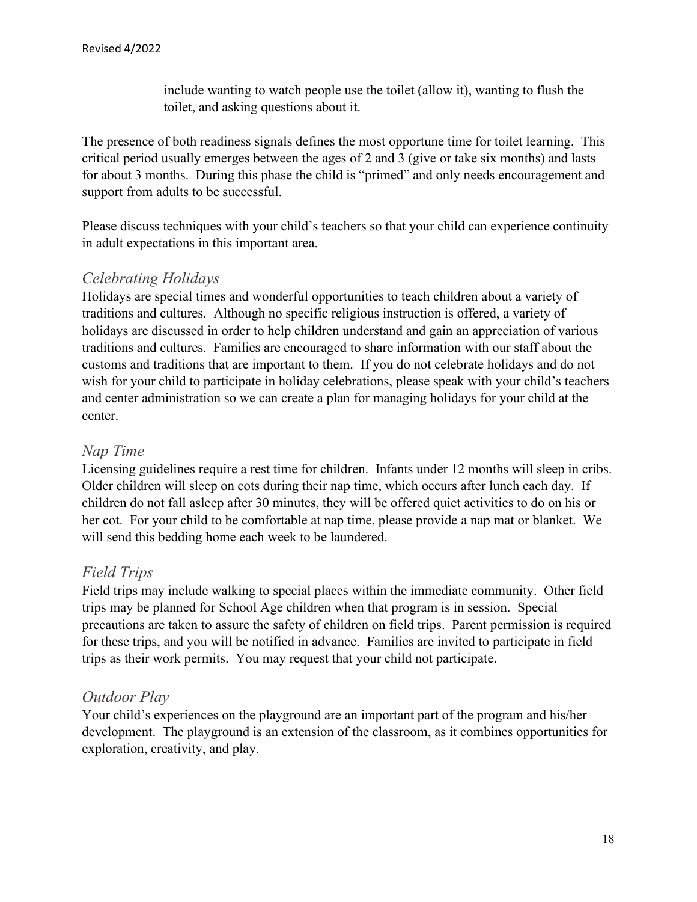include wanting to watch people use the toilet (allow it), wanting to flush the toilet, and asking questions about it.

The presence of both readiness signals defines the most opportune time for toilet learning. This critical period usually emerges between the ages of 2 and 3 (give or take six months) and lasts for about 3 months. During this phase the child is "primed" and only needs encouragement and support from adults to be successful.

Please discuss techniques with your child's teachers so that your child can experience continuity in adult expectations in this important area.

## *Celebrating Holidays*

Holidays are special times and wonderful opportunities to teach children about a variety of traditions and cultures. Although no specific religious instruction is offered, a variety of holidays are discussed in order to help children understand and gain an appreciation of various traditions and cultures. Families are encouraged to share information with our staff about the customs and traditions that are important to them. If you do not celebrate holidays and do not wish for your child to participate in holiday celebrations, please speak with your child's teachers and center administration so we can create a plan for managing holidays for your child at the center.

## *Nap Time*

Licensing guidelines require a rest time for children. Infants under 12 months will sleep in cribs. Older children will sleep on cots during their nap time, which occurs after lunch each day. If children do not fall asleep after 30 minutes, they will be offered quiet activities to do on his or her cot. For your child to be comfortable at nap time, please provide a nap mat or blanket. We will send this bedding home each week to be laundered.

## *Field Trips*

Field trips may include walking to special places within the immediate community. Other field trips may be planned for School Age children when that program is in session. Special precautions are taken to assure the safety of children on field trips. Parent permission is required for these trips, and you will be notified in advance. Families are invited to participate in field trips as their work permits. You may request that your child not participate.

## *Outdoor Play*

Your child's experiences on the playground are an important part of the program and his/her development. The playground is an extension of the classroom, as it combines opportunities for exploration, creativity, and play.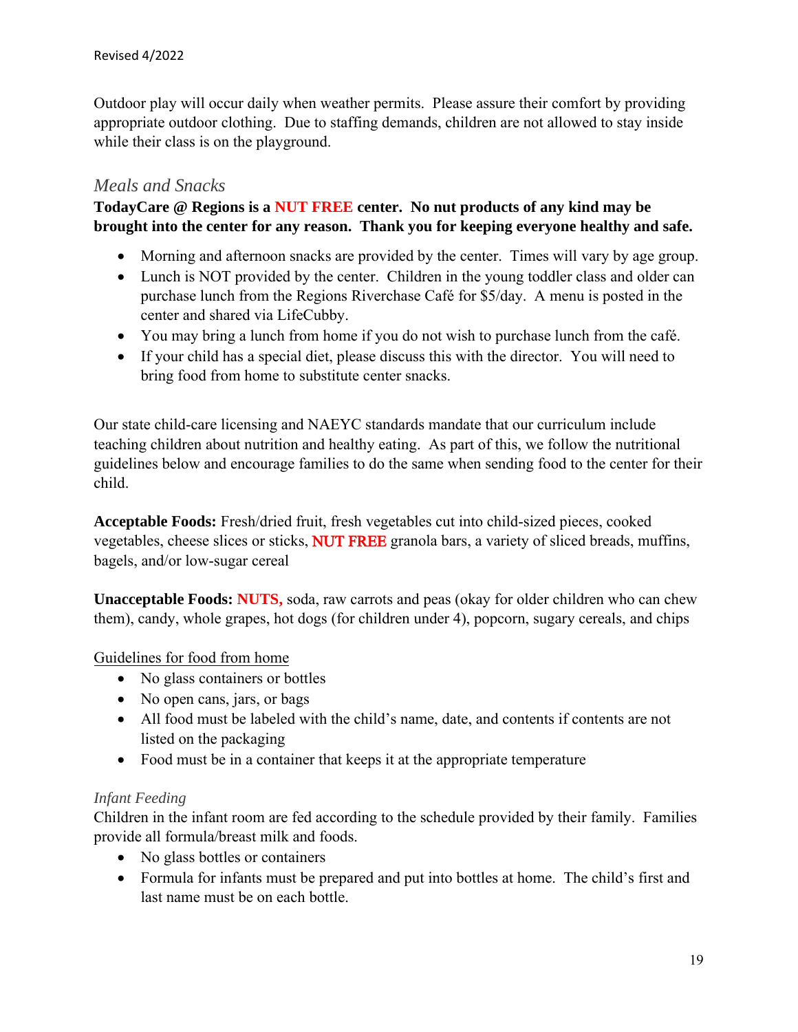Outdoor play will occur daily when weather permits. Please assure their comfort by providing appropriate outdoor clothing. Due to staffing demands, children are not allowed to stay inside while their class is on the playground.

## *Meals and Snacks*

**TodayCare @ Regions is a NUT FREE center. No nut products of any kind may be brought into the center for any reason. Thank you for keeping everyone healthy and safe.**

- Morning and afternoon snacks are provided by the center. Times will vary by age group.
- Lunch is NOT provided by the center. Children in the young toddler class and older can purchase lunch from the Regions Riverchase Café for $5/day. A menu is posted in the center and shared via LifeCubby.
- You may bring a lunch from home if you do not wish to purchase lunch from the café.
- If your child has a special diet, please discuss this with the director. You will need to bring food from home to substitute center snacks.

Our state child-care licensing and NAEYC standards mandate that our curriculum include teaching children about nutrition and healthy eating. As part of this, we follow the nutritional guidelines below and encourage families to do the same when sending food to the center for their child.

**Acceptable Foods:** Fresh/dried fruit, fresh vegetables cut into child-sized pieces, cooked vegetables, cheese slices or sticks, NUT FREE granola bars, a variety of sliced breads, muffins, bagels, and/or low-sugar cereal

**Unacceptable Foods: NUTS,** soda, raw carrots and peas (okay for older children who can chew them), candy, whole grapes, hot dogs (for children under 4), popcorn, sugary cereals, and chips

Guidelines for food from home

- No glass containers or bottles
- No open cans, jars, or bags
- All food must be labeled with the child's name, date, and contents if contents are not listed on the packaging
- Food must be in a container that keeps it at the appropriate temperature

### *Infant Feeding*

Children in the infant room are fed according to the schedule provided by their family. Families provide all formula/breast milk and foods.

- No glass bottles or containers
- Formula for infants must be prepared and put into bottles at home. The child's first and last name must be on each bottle.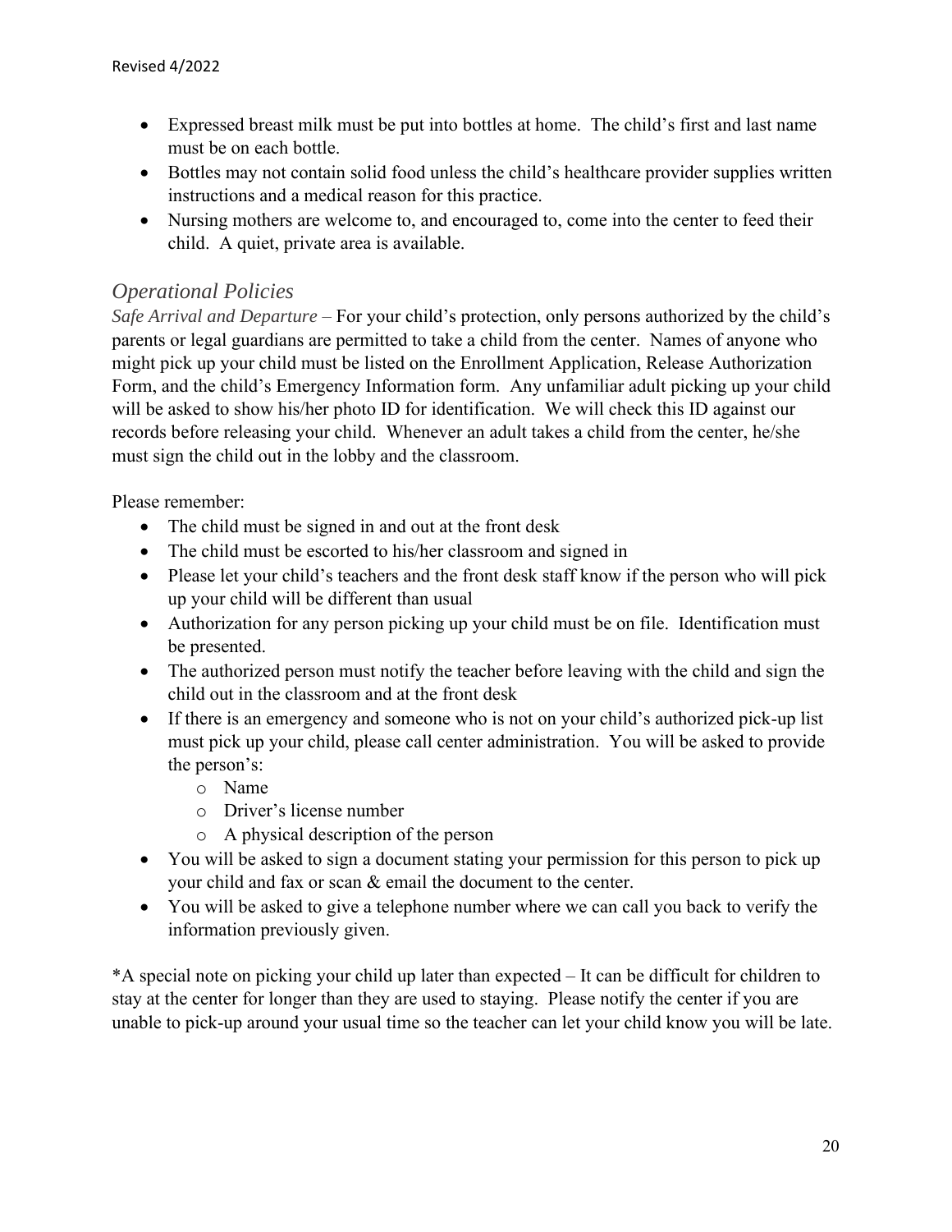- Expressed breast milk must be put into bottles at home. The child's first and last name must be on each bottle.
- Bottles may not contain solid food unless the child's healthcare provider supplies written instructions and a medical reason for this practice.
- Nursing mothers are welcome to, and encouraged to, come into the center to feed their child. A quiet, private area is available.

## *Operational Policies*

*Safe Arrival and Departure –* For your child's protection, only persons authorized by the child's parents or legal guardians are permitted to take a child from the center. Names of anyone who might pick up your child must be listed on the Enrollment Application, Release Authorization Form, and the child's Emergency Information form. Any unfamiliar adult picking up your child will be asked to show his/her photo ID for identification. We will check this ID against our records before releasing your child. Whenever an adult takes a child from the center, he/she must sign the child out in the lobby and the classroom.

Please remember:

- The child must be signed in and out at the front desk
- The child must be escorted to his/her classroom and signed in
- Please let your child's teachers and the front desk staff know if the person who will pick up your child will be different than usual
- Authorization for any person picking up your child must be on file. Identification must be presented.
- The authorized person must notify the teacher before leaving with the child and sign the child out in the classroom and at the front desk
- If there is an emergency and someone who is not on your child's authorized pick-up list must pick up your child, please call center administration. You will be asked to provide the person's:
  - Name
  - Driver's license number
  - A physical description of the person
- You will be asked to sign a document stating your permission for this person to pick up your child and fax or scan & email the document to the center.
- You will be asked to give a telephone number where we can call you back to verify the information previously given.

*A special note on picking your child up later than expected – It can be difficult for children to stay at the center for longer than they are used to staying. Please notify the center if you are unable to pick-up around your usual time so the teacher can let your child know you will be late.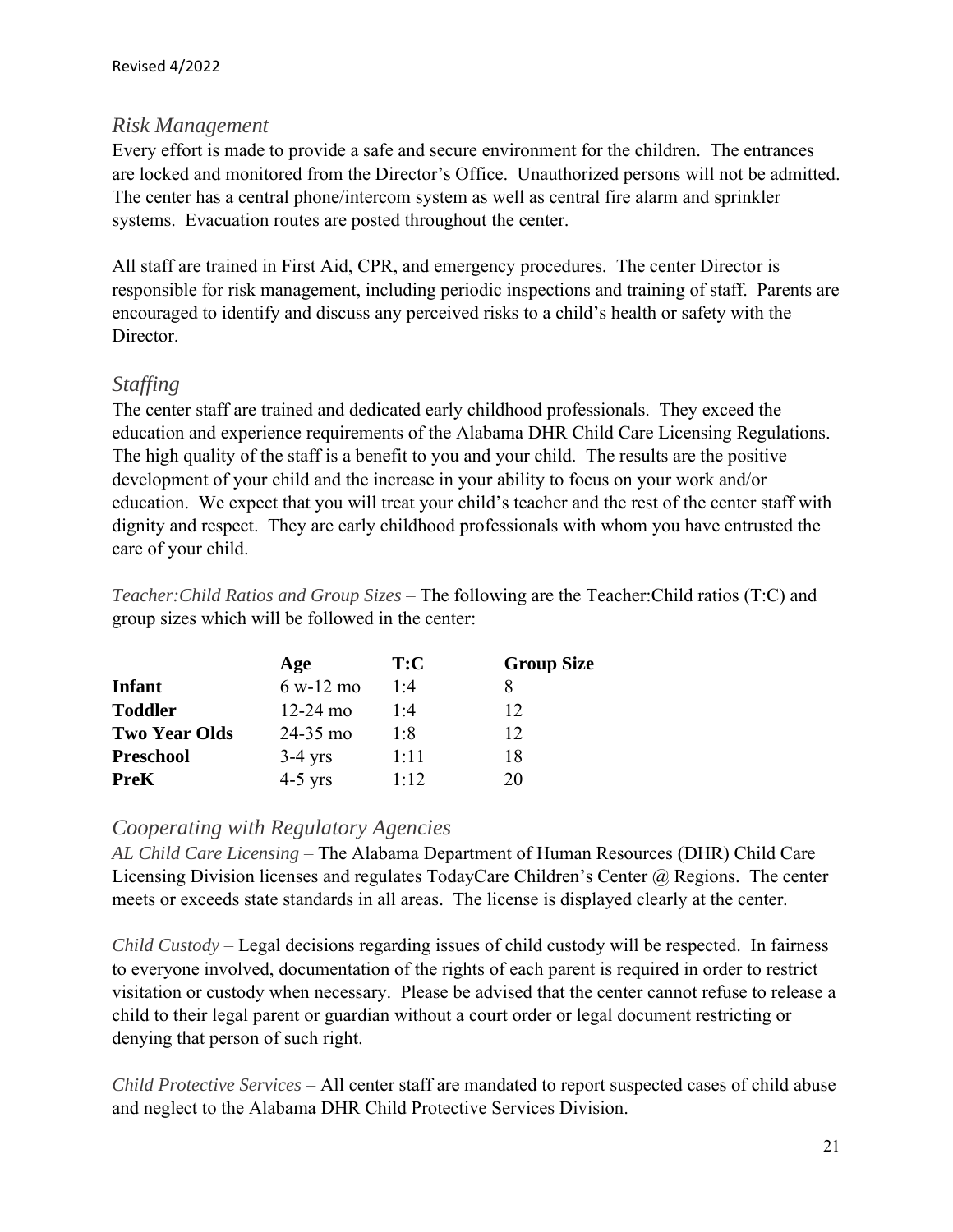## *Risk Management*

Every effort is made to provide a safe and secure environment for the children. The entrances are locked and monitored from the Director's Office. Unauthorized persons will not be admitted. The center has a central phone/intercom system as well as central fire alarm and sprinkler systems. Evacuation routes are posted throughout the center.

All staff are trained in First Aid, CPR, and emergency procedures. The center Director is responsible for risk management, including periodic inspections and training of staff. Parents are encouraged to identify and discuss any perceived risks to a child's health or safety with the Director.

## *Staffing*

The center staff are trained and dedicated early childhood professionals. They exceed the education and experience requirements of the Alabama DHR Child Care Licensing Regulations. The high quality of the staff is a benefit to you and your child. The results are the positive development of your child and the increase in your ability to focus on your work and/or education. We expect that you will treat your child's teacher and the rest of the center staff with dignity and respect. They are early childhood professionals with whom you have entrusted the care of your child.

*Teacher:Child Ratios and Group Sizes* – The following are the Teacher:Child ratios (T:C) and group sizes which will be followed in the center:

| | **Age** | **T:C** | **Group Size** |
|---|---|---|---|
| **Infant** | 6 w-12 mo | 1:4 | 8 |
| **Toddler** | 12-24 mo | 1:4 | 12 |
| **Two Year Olds** | 24-35 mo | 1:8 | 12 |
| **Preschool** | 3-4 yrs | 1:11 | 18 |
| **PreK** | 4-5 yrs | 1:12 | 20 |

## *Cooperating with Regulatory Agencies*

*AL Child Care Licensing* – The Alabama Department of Human Resources (DHR) Child Care Licensing Division licenses and regulates TodayCare Children's Center @ Regions. The center meets or exceeds state standards in all areas. The license is displayed clearly at the center.

*Child Custody* – Legal decisions regarding issues of child custody will be respected. In fairness to everyone involved, documentation of the rights of each parent is required in order to restrict visitation or custody when necessary. Please be advised that the center cannot refuse to release a child to their legal parent or guardian without a court order or legal document restricting or denying that person of such right.

*Child Protective Services* – All center staff are mandated to report suspected cases of child abuse and neglect to the Alabama DHR Child Protective Services Division.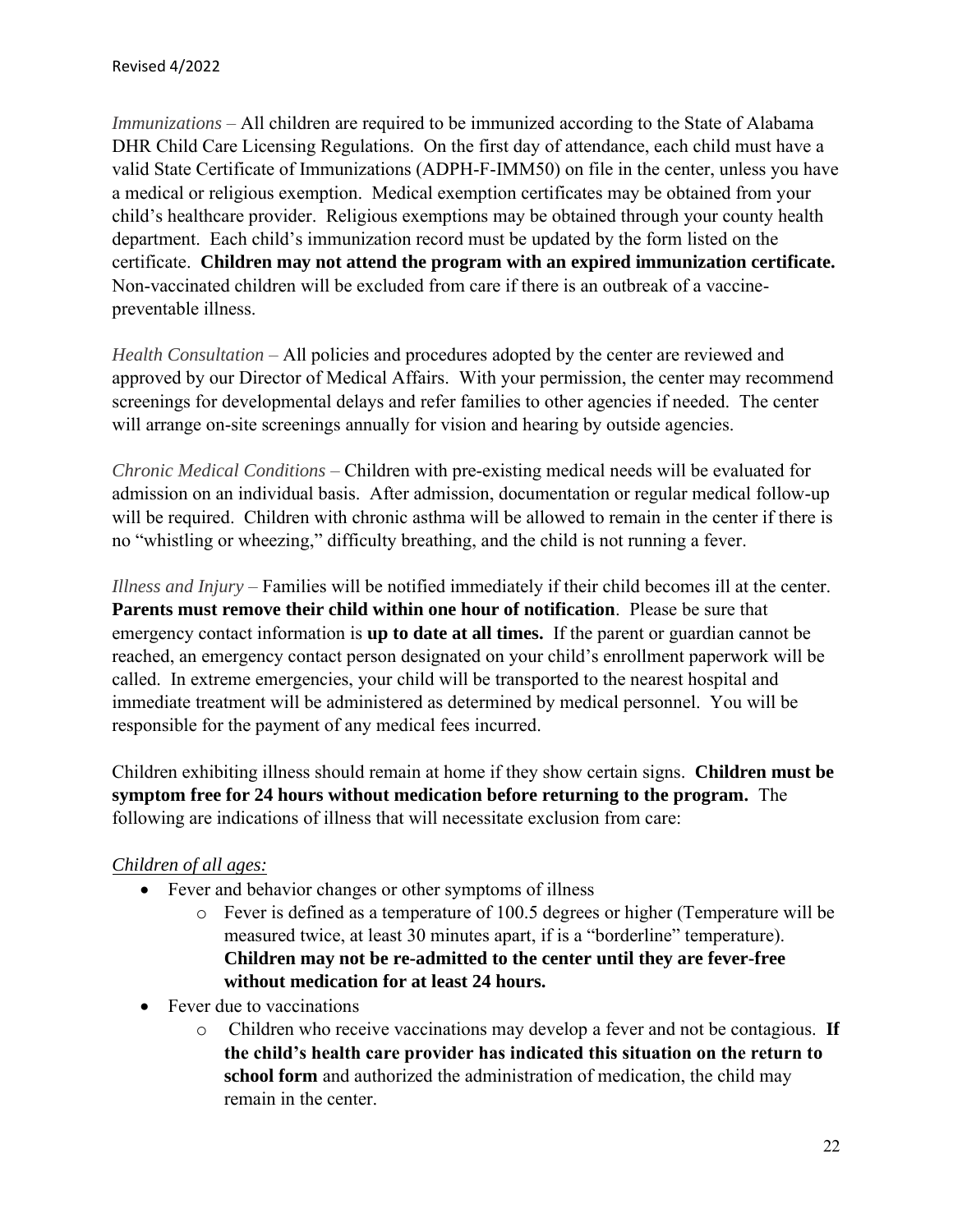*Immunizations* – All children are required to be immunized according to the State of Alabama DHR Child Care Licensing Regulations. On the first day of attendance, each child must have a valid State Certificate of Immunizations (ADPH-F-IMM50) on file in the center, unless you have a medical or religious exemption. Medical exemption certificates may be obtained from your child's healthcare provider. Religious exemptions may be obtained through your county health department. Each child's immunization record must be updated by the form listed on the certificate. **Children may not attend the program with an expired immunization certificate.** Non-vaccinated children will be excluded from care if there is an outbreak of a vaccine-preventable illness.

*Health Consultation* – All policies and procedures adopted by the center are reviewed and approved by our Director of Medical Affairs. With your permission, the center may recommend screenings for developmental delays and refer families to other agencies if needed. The center will arrange on-site screenings annually for vision and hearing by outside agencies.

*Chronic Medical Conditions* – Children with pre-existing medical needs will be evaluated for admission on an individual basis. After admission, documentation or regular medical follow-up will be required. Children with chronic asthma will be allowed to remain in the center if there is no "whistling or wheezing," difficulty breathing, and the child is not running a fever.

*Illness and Injury* – Families will be notified immediately if their child becomes ill at the center. **Parents must remove their child within one hour of notification**. Please be sure that emergency contact information is **up to date at all times.** If the parent or guardian cannot be reached, an emergency contact person designated on your child's enrollment paperwork will be called. In extreme emergencies, your child will be transported to the nearest hospital and immediate treatment will be administered as determined by medical personnel. You will be responsible for the payment of any medical fees incurred.

Children exhibiting illness should remain at home if they show certain signs. **Children must be symptom free for 24 hours without medication before returning to the program.** The following are indications of illness that will necessitate exclusion from care:

*Children of all ages:*

- Fever and behavior changes or other symptoms of illness
  - Fever is defined as a temperature of 100.5 degrees or higher (Temperature will be measured twice, at least 30 minutes apart, if is a "borderline" temperature). **Children may not be re-admitted to the center until they are fever-free without medication for at least 24 hours.**
- Fever due to vaccinations
  - Children who receive vaccinations may develop a fever and not be contagious. **If the child's health care provider has indicated this situation on the return to school form** and authorized the administration of medication, the child may remain in the center.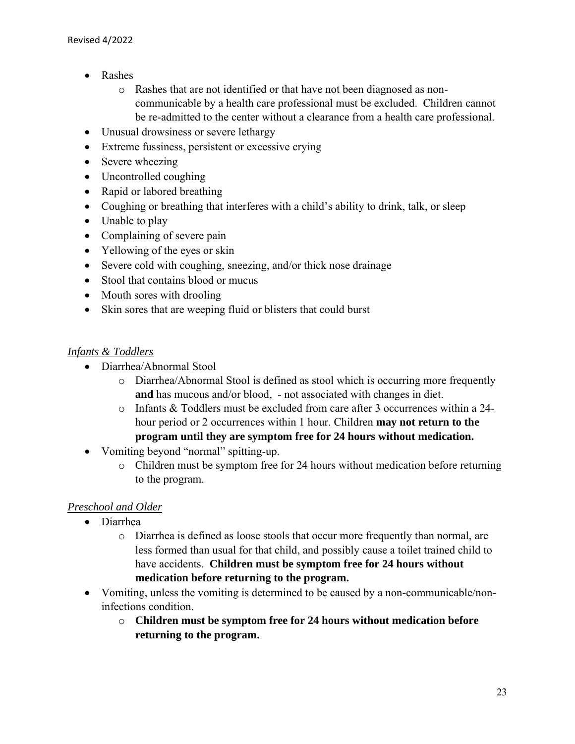- Rashes
  - Rashes that are not identified or that have not been diagnosed as non-communicable by a health care professional must be excluded. Children cannot be re-admitted to the center without a clearance from a health care professional.
- Unusual drowsiness or severe lethargy
- Extreme fussiness, persistent or excessive crying
- Severe wheezing
- Uncontrolled coughing
- Rapid or labored breathing
- Coughing or breathing that interferes with a child's ability to drink, talk, or sleep
- Unable to play
- Complaining of severe pain
- Yellowing of the eyes or skin
- Severe cold with coughing, sneezing, and/or thick nose drainage
- Stool that contains blood or mucus
- Mouth sores with drooling
- Skin sores that are weeping fluid or blisters that could burst

*Infants & Toddlers*

- Diarrhea/Abnormal Stool
  - Diarrhea/Abnormal Stool is defined as stool which is occurring more frequently **and** has mucous and/or blood, - not associated with changes in diet.
  - Infants & Toddlers must be excluded from care after 3 occurrences within a 24-hour period or 2 occurrences within 1 hour. Children **may not return to the program until they are symptom free for 24 hours without medication.**
- Vomiting beyond "normal" spitting-up.
  - Children must be symptom free for 24 hours without medication before returning to the program.

*Preschool and Older*

- Diarrhea
  - Diarrhea is defined as loose stools that occur more frequently than normal, are less formed than usual for that child, and possibly cause a toilet trained child to have accidents. **Children must be symptom free for 24 hours without medication before returning to the program.**
- Vomiting, unless the vomiting is determined to be caused by a non-communicable/non-infections condition.
  - **Children must be symptom free for 24 hours without medication before returning to the program.**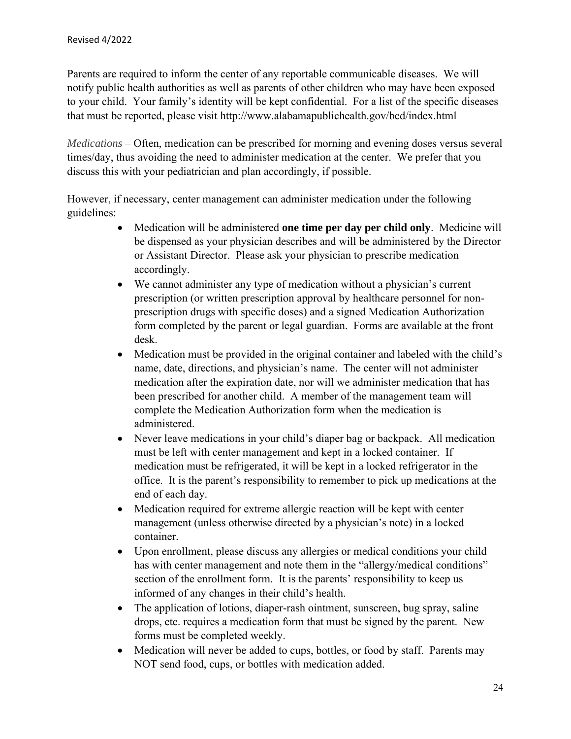Parents are required to inform the center of any reportable communicable diseases. We will notify public health authorities as well as parents of other children who may have been exposed to your child. Your family's identity will be kept confidential. For a list of the specific diseases that must be reported, please visit http://www.alabamapublichealth.gov/bcd/index.html

*Medications* – Often, medication can be prescribed for morning and evening doses versus several times/day, thus avoiding the need to administer medication at the center. We prefer that you discuss this with your pediatrician and plan accordingly, if possible.

However, if necessary, center management can administer medication under the following guidelines:

- Medication will be administered **one time per day per child only**. Medicine will be dispensed as your physician describes and will be administered by the Director or Assistant Director. Please ask your physician to prescribe medication accordingly.
- We cannot administer any type of medication without a physician's current prescription (or written prescription approval by healthcare personnel for non-prescription drugs with specific doses) and a signed Medication Authorization form completed by the parent or legal guardian. Forms are available at the front desk.
- Medication must be provided in the original container and labeled with the child's name, date, directions, and physician's name. The center will not administer medication after the expiration date, nor will we administer medication that has been prescribed for another child. A member of the management team will complete the Medication Authorization form when the medication is administered.
- Never leave medications in your child's diaper bag or backpack. All medication must be left with center management and kept in a locked container. If medication must be refrigerated, it will be kept in a locked refrigerator in the office. It is the parent's responsibility to remember to pick up medications at the end of each day.
- Medication required for extreme allergic reaction will be kept with center management (unless otherwise directed by a physician's note) in a locked container.
- Upon enrollment, please discuss any allergies or medical conditions your child has with center management and note them in the "allergy/medical conditions" section of the enrollment form. It is the parents' responsibility to keep us informed of any changes in their child's health.
- The application of lotions, diaper-rash ointment, sunscreen, bug spray, saline drops, etc. requires a medication form that must be signed by the parent. New forms must be completed weekly.
- Medication will never be added to cups, bottles, or food by staff. Parents may NOT send food, cups, or bottles with medication added.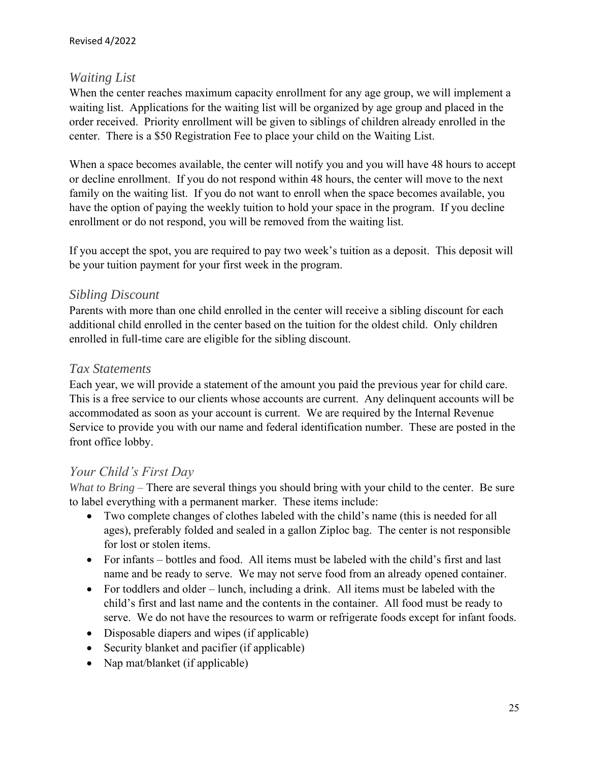## *Waiting List*

When the center reaches maximum capacity enrollment for any age group, we will implement a waiting list. Applications for the waiting list will be organized by age group and placed in the order received. Priority enrollment will be given to siblings of children already enrolled in the center. There is a $50 Registration Fee to place your child on the Waiting List.

When a space becomes available, the center will notify you and you will have 48 hours to accept or decline enrollment. If you do not respond within 48 hours, the center will move to the next family on the waiting list. If you do not want to enroll when the space becomes available, you have the option of paying the weekly tuition to hold your space in the program. If you decline enrollment or do not respond, you will be removed from the waiting list.

If you accept the spot, you are required to pay two week's tuition as a deposit. This deposit will be your tuition payment for your first week in the program.

## *Sibling Discount*

Parents with more than one child enrolled in the center will receive a sibling discount for each additional child enrolled in the center based on the tuition for the oldest child. Only children enrolled in full-time care are eligible for the sibling discount.

## *Tax Statements*

Each year, we will provide a statement of the amount you paid the previous year for child care. This is a free service to our clients whose accounts are current. Any delinquent accounts will be accommodated as soon as your account is current. We are required by the Internal Revenue Service to provide you with our name and federal identification number. These are posted in the front office lobby.

## *Your Child's First Day*

*What to Bring* – There are several things you should bring with your child to the center. Be sure to label everything with a permanent marker. These items include:

- Two complete changes of clothes labeled with the child's name (this is needed for all ages), preferably folded and sealed in a gallon Ziploc bag. The center is not responsible for lost or stolen items.
- For infants – bottles and food. All items must be labeled with the child's first and last name and be ready to serve. We may not serve food from an already opened container.
- For toddlers and older – lunch, including a drink. All items must be labeled with the child's first and last name and the contents in the container. All food must be ready to serve. We do not have the resources to warm or refrigerate foods except for infant foods.
- Disposable diapers and wipes (if applicable)
- Security blanket and pacifier (if applicable)
- Nap mat/blanket (if applicable)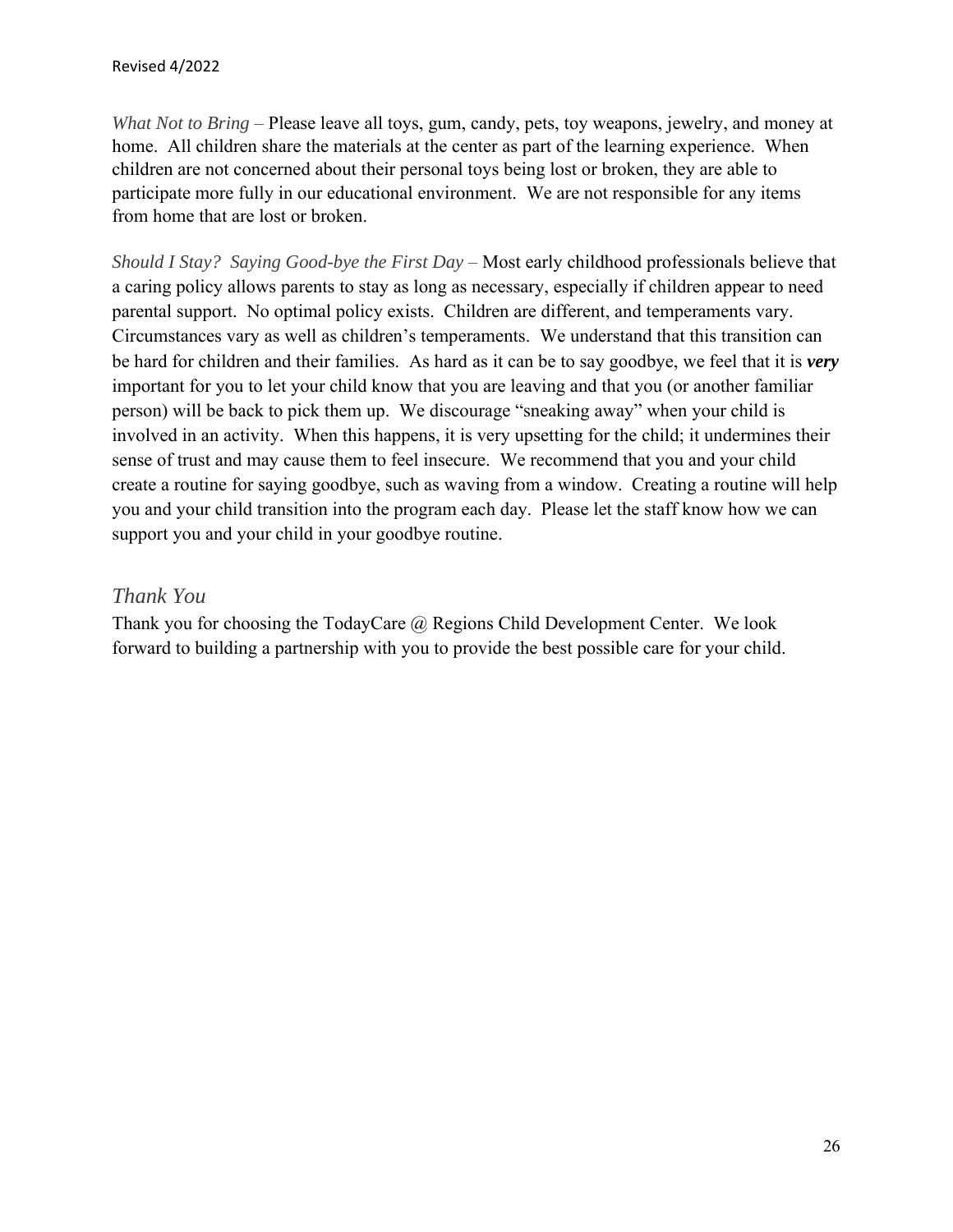*What Not to Bring* – Please leave all toys, gum, candy, pets, toy weapons, jewelry, and money at home. All children share the materials at the center as part of the learning experience. When children are not concerned about their personal toys being lost or broken, they are able to participate more fully in our educational environment. We are not responsible for any items from home that are lost or broken.

*Should I Stay? Saying Good-bye the First Day* – Most early childhood professionals believe that a caring policy allows parents to stay as long as necessary, especially if children appear to need parental support. No optimal policy exists. Children are different, and temperaments vary. Circumstances vary as well as children's temperaments. We understand that this transition can be hard for children and their families. As hard as it can be to say goodbye, we feel that it is ***very*** important for you to let your child know that you are leaving and that you (or another familiar person) will be back to pick them up. We discourage "sneaking away" when your child is involved in an activity. When this happens, it is very upsetting for the child; it undermines their sense of trust and may cause them to feel insecure. We recommend that you and your child create a routine for saying goodbye, such as waving from a window. Creating a routine will help you and your child transition into the program each day. Please let the staff know how we can support you and your child in your goodbye routine.

## *Thank You*

Thank you for choosing the TodayCare @ Regions Child Development Center. We look forward to building a partnership with you to provide the best possible care for your child.